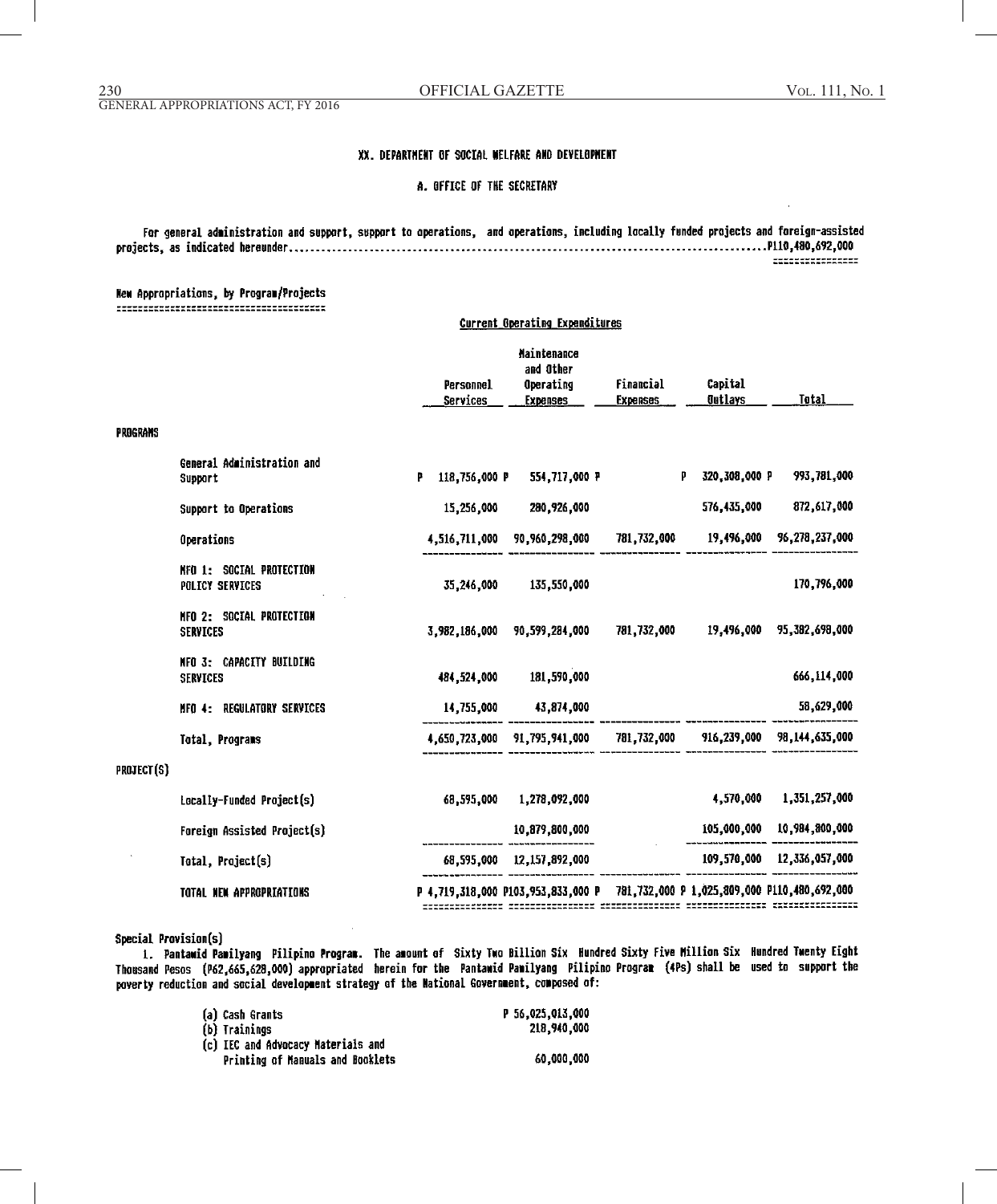## XX. DEPARTMENT OF SOCIAL WELFARE AND DEVELOPMENT

### A. OFFICE OF THE SECRETARY

For general administration and support, support to operations, and operations, including locally funded projects and foreign-assisted projects, as indicated hereunder.......................................................................................P110,480,692,000

New Appropriations, by Program/Projects

| | Current Operating Expenditures | | | | |
|---|---|---|---|---|---|
| | Personnel Services | Maintenance and Other Operating Expenses | Financial Expenses | Capital Outlays | Total |
| **PROGRAMS** | | | | | |
| General Administration and Support | P 118,756,000 | P 554,717,000 | P | P 320,308,000 | P 993,781,000 |
| Support to Operations | 15,256,000 | 280,926,000 | | 576,435,000 | 872,617,000 |
| Operations | 4,516,711,000 | 90,960,298,000 | 781,732,000 | 19,496,000 | 96,278,237,000 |
| MFO 1: SOCIAL PROTECTION POLICY SERVICES | 35,246,000 | 135,550,000 | | | 170,796,000 |
| MFO 2: SOCIAL PROTECTION SERVICES | 3,982,186,000 | 90,599,284,000 | 781,732,000 | 19,496,000 | 95,382,698,000 |
| MFO 3: CAPACITY BUILDING SERVICES | 484,524,000 | 181,590,000 | | | 666,114,000 |
| MFO 4: REGULATORY SERVICES | 14,755,000 | 43,874,000 | | | 58,629,000 |
| Total, Programs | 4,650,723,000 | 91,795,941,000 | 781,732,000 | 916,239,000 | 98,144,635,000 |
| **PROJECT(S)** | | | | | |
| Locally-Funded Project(s) | 68,595,000 | 1,278,092,000 | | 4,570,000 | 1,351,257,000 |
| Foreign Assisted Project(s) | | 10,879,800,000 | | 105,000,000 | 10,984,800,000 |
| Total, Project(s) | 68,595,000 | 12,157,892,000 | | 109,570,000 | 12,336,057,000 |
| TOTAL NEW APPROPRIATIONS | P 4,719,318,000 | P103,953,833,000 | P 781,732,000 | P 1,025,809,000 | P110,480,692,000 |

Special Provision(s)

1. **Pantawid Pamilyang Pilipino Program.** The amount of Sixty Two Billion Six Hundred Sixty Five Million Six Hundred Twenty Eight Thousand Pesos (P62,665,628,000) appropriated herein for the Pantawid Pamilyang Pilipino Program (4Ps) shall be used to support the poverty reduction and social development strategy of the National Government, composed of:

| | |
|---|---|
| (a) Cash Grants | P 56,025,013,000 |
| (b) Trainings | 218,940,000 |
| (c) IEC and Advocacy Materials and Printing of Manuals and Booklets | 60,000,000 |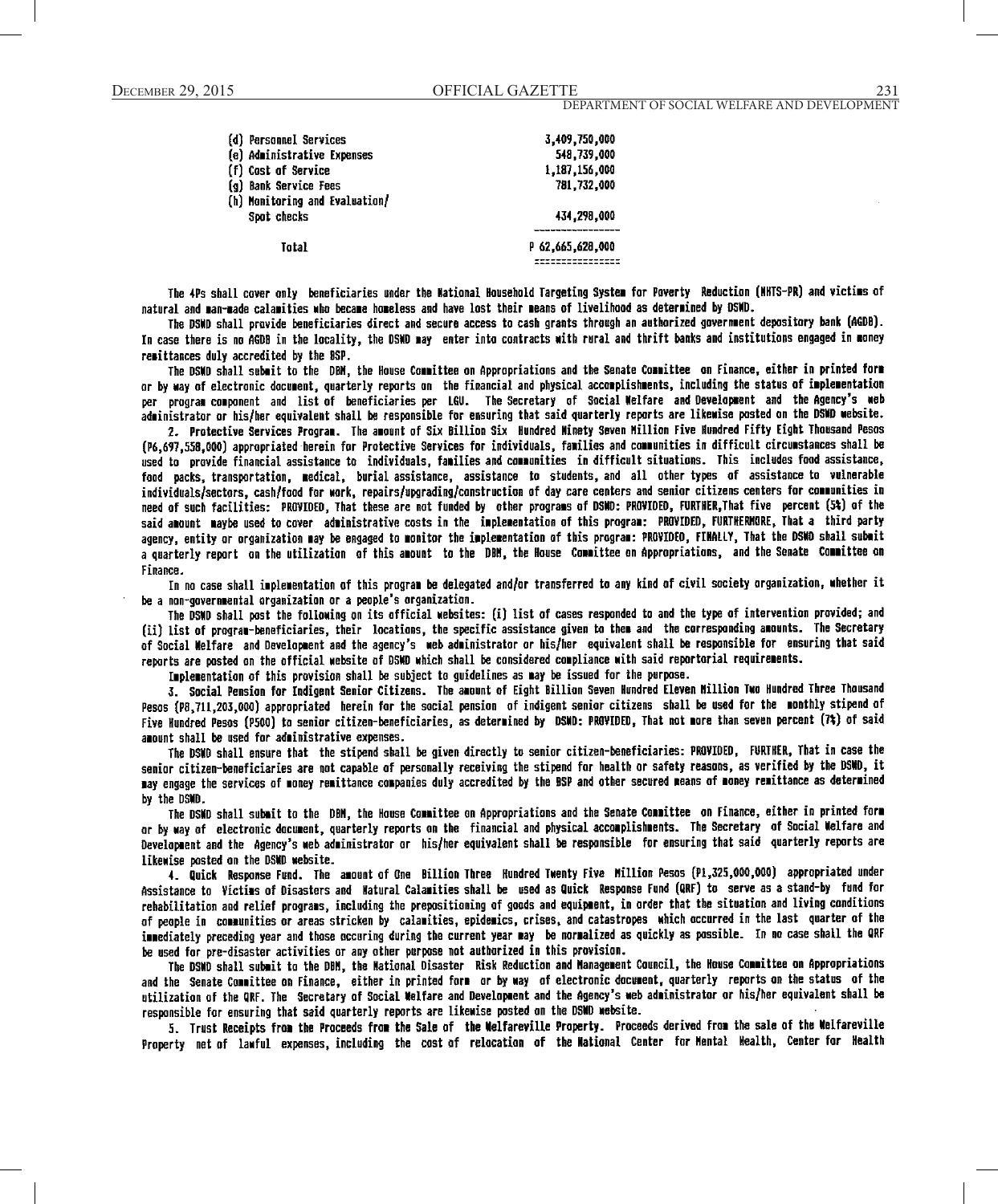| | |
|---|---|
| (d) Personnel Services | 3,409,750,000 |
| (e) Administrative Expenses | 548,739,000 |
| (f) Cost of Service | 1,187,156,000 |
| (g) Bank Service Fees | 781,732,000 |
| (h) Monitoring and Evaluation/ Spot checks | 434,298,000 |
| Total | P 62,665,628,000 |

The 4Ps shall cover only beneficiaries under the National Household Targeting System for Poverty Reduction (NHTS-PR) and victims of natural and man-made calamities who became homeless and have lost their means of livelihood as determined by DSWD.

The DSWD shall provide beneficiaries direct and secure access to cash grants through an authorized government depository bank (AGDB). In case there is no AGDB in the locality, the DSWD may enter into contracts with rural and thrift banks and institutions engaged in money remittances duly accredited by the BSP.

The DSWD shall submit to the DBM, the House Committee on Appropriations and the Senate Committee on Finance, either in printed form or by way of electronic document, quarterly reports on the financial and physical accomplishments, including the status of implementation per program component and list of beneficiaries per LGU. The Secretary of Social Welfare and Development and the Agency's web administrator or his/her equivalent shall be responsible for ensuring that said quarterly reports are likewise posted on the DSWD website.

2. **Protective Services Program.** The amount of Six Billion Six Hundred Ninety Seven Million Five Hundred Fifty Eight Thousand Pesos (P6,697,558,000) appropriated herein for Protective Services for individuals, families and communities in difficult circumstances shall be used to provide financial assistance to individuals, families and communities in difficult situations. This includes food assistance, food packs, transportation, medical, burial assistance, assistance to students, and all other types of assistance to vulnerable individuals/sectors, cash/food for work, repairs/upgrading/construction of day care centers and senior citizens centers for communities in need of such facilities: PROVIDED, That these are not funded by other programs of DSWD: PROVIDED, FURTHER, That five percent (5%) of the said amount maybe used to cover administrative costs in the implementation of this program: PROVIDED, FURTHERMORE, That a third party agency, entity or organization may be engaged to monitor the implementation of this program: PROVIDED, FINALLY, That the DSWD shall submit a quarterly report on the utilization of this amount to the DBM, the House Committee on Appropriations, and the Senate Committee on Finance.

In no case shall implementation of this program be delegated and/or transferred to any kind of civil society organization, whether it be a non-governmental organization or a people's organization.

The DSWD shall post the following on its official websites: (i) list of cases responded to and the type of intervention provided; and (ii) list of program-beneficiaries, their locations, the specific assistance given to them and the corresponding amounts. The Secretary of Social Welfare and Development and the agency's web administrator or his/her equivalent shall be responsible for ensuring that said reports are posted on the official website of DSWD which shall be considered compliance with said reportorial requirements.

Implementation of this provision shall be subject to guidelines as may be issued for the purpose.

3. **Social Pension for Indigent Senior Citizens.** The amount of Eight Billion Seven Hundred Eleven Million Two Hundred Three Thousand Pesos (P8,711,203,000) appropriated herein for the social pension of indigent senior citizens shall be used for the monthly stipend of Five Hundred Pesos (P500) to senior citizen-beneficiaries, as determined by DSWD: PROVIDED, That not more than seven percent (7%) of said amount shall be used for administrative expenses.

The DSWD shall ensure that the stipend shall be given directly to senior citizen-beneficiaries: PROVIDED, FURTHER, That in case the senior citizen-beneficiaries are not capable of personally receiving the stipend for health or safety reasons, as verified by the DSWD, it may engage the services of money remittance companies duly accredited by the BSP and other secured means of money remittance as determined by the DSWD.

The DSWD shall submit to the DBM, the House Committee on Appropriations and the Senate Committee on Finance, either in printed form or by way of electronic document, quarterly reports on the financial and physical accomplishments. The Secretary of Social Welfare and Development and the Agency's web administrator or his/her equivalent shall be responsible for ensuring that said quarterly reports are likewise posted on the DSWD website.

4. **Quick Response Fund.** The amount of One Billion Three Hundred Twenty Five Million Pesos (P1,325,000,000) appropriated under Assistance to Victims of Disasters and Natural Calamities shall be used as Quick Response Fund (QRF) to serve as a stand-by fund for rehabilitation and relief programs, including the prepositioning of goods and equipment, in order that the situation and living conditions of people in communities or areas stricken by calamities, epidemics, crises, and catastropes which occurred in the last quarter of the immediately preceding year and those occuring during the current year may be normalized as quickly as possible. In no case shall the QRF be used for pre-disaster activities or any other purpose not authorized in this provision.

The DSWD shall submit to the DBM, the National Disaster Risk Reduction and Management Council, the House Committee on Appropriations and the Senate Committee on Finance, either in printed form or by way of electronic document, quarterly reports on the status of the utilization of the QRF. The Secretary of Social Welfare and Development and the Agency's web administrator or his/her equivalent shall be responsible for ensuring that said quarterly reports are likewise posted on the DSWD website.

5. **Trust Receipts from the Proceeds from the Sale of the Welfareville Property.** Proceeds derived from the sale of the Welfareville Property net of lawful expenses, including the cost of relocation of the National Center for Mental Health, Center for Health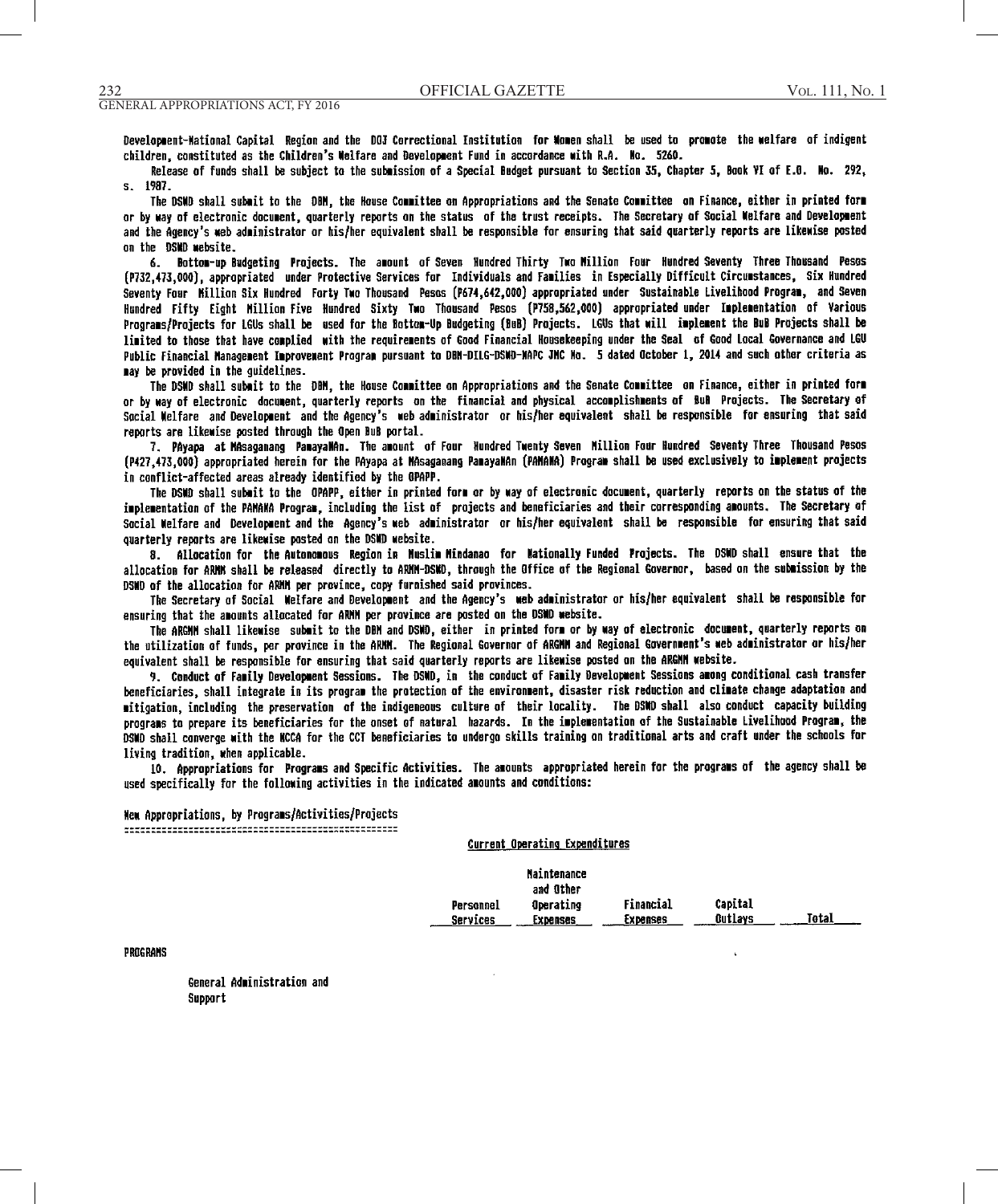Development-National Capital Region and the DOJ Correctional Institution for Women shall be used to promote the welfare of indigent children, constituted as the Children's Welfare and Development Fund in accordance with R.A. No. 5260.

Release of funds shall be subject to the submission of a Special Budget pursuant to Section 35, Chapter 5, Book VI of E.O. No. 292, s. 1987.

The DSWD shall submit to the DBM, the House Committee on Appropriations and the Senate Committee on Finance, either in printed form or by way of electronic document, quarterly reports on the status of the trust receipts. The Secretary of Social Welfare and Development and the Agency's web administrator or his/her equivalent shall be responsible for ensuring that said quarterly reports are likewise posted on the DSWD website.

6. Bottom-up Budgeting Projects. The amount of Seven Hundred Thirty Two Million Four Hundred Seventy Three Thousand Pesos (P732,473,000), appropriated under Protective Services for Individuals and Families in Especially Difficult Circumstances, Six Hundred Seventy Four Million Six Hundred Forty Two Thousand Pesos (P674,642,000) appropriated under Sustainable Livelihood Program, and Seven Hundred Fifty Eight Million Five Hundred Sixty Two Thousand Pesos (P758,562,000) appropriated under Implementation of Various Programs/Projects for LGUs shall be used for the Bottom-Up Budgeting (BuB) Projects. LGUs that will implement the BuB Projects shall be limited to those that have complied with the requirements of Good Financial Housekeeping under the Seal of Good Local Governance and LGU Public Financial Management Improvement Program pursuant to DBM-DILG-DSWD-NAPC JMC No. 5 dated October 1, 2014 and such other criteria as may be provided in the guidelines.

The DSWD shall submit to the DBM, the House Committee on Appropriations and the Senate Committee on Finance, either in printed form or by way of electronic document, quarterly reports on the financial and physical accomplishments of BuB Projects. The Secretary of Social Welfare and Development and the Agency's web administrator or his/her equivalent shall be responsible for ensuring that said reports are likewise posted through the Open BuB portal.

7. PAyapa at MAsaganang PamayaNAn. The amount of Four Hundred Twenty Seven Million Four Hundred Seventy Three Thousand Pesos (P427,473,000) appropriated herein for the PAyapa at MAsaganang PamayaNAn (PAMANA) Program shall be used exclusively to implement projects in conflict-affected areas already identified by the OPAPP.

The DSWD shall submit to the OPAPP, either in printed form or by way of electronic document, quarterly reports on the status of the implementation of the PAMANA Program, including the list of projects and beneficiaries and their corresponding amounts. The Secretary of Social Welfare and Development and the Agency's web administrator or his/her equivalent shall be responsible for ensuring that said quarterly reports are likewise posted on the DSWD website.

8. Allocation for the Autonomous Region in Muslim Mindanao for Nationally Funded Projects. The DSWD shall ensure that the allocation for ARMM shall be released directly to ARMM-DSWD, through the Office of the Regional Governor, based on the submission by the DSWD of the allocation for ARMM per province, copy furnished said provinces.

The Secretary of Social Welfare and Development and the Agency's web administrator or his/her equivalent shall be responsible for ensuring that the amounts allocated for ARMM per province are posted on the DSWD website.

The ARGMM shall likewise submit to the DBM and DSWD, either in printed form or by way of electronic document, quarterly reports on the utilization of funds, per province in the ARMM. The Regional Governor of ARGMM and Regional Government's web administrator or his/her equivalent shall be responsible for ensuring that said quarterly reports are likewise posted on the ARGMM website.

9. Conduct of Family Development Sessions. The DSWD, in the conduct of Family Development Sessions among conditional cash transfer beneficiaries, shall integrate in its program the protection of the environment, disaster risk reduction and climate change adaptation and mitigation, including the preservation of the indigeneous culture of their locality. The DSWD shall also conduct capacity building programs to prepare its beneficiaries for the onset of natural hazards. In the implementation of the Sustainable Livelihood Program, the DSWD shall converge with the NCCA for the CCT beneficiaries to undergo skills training on traditional arts and craft under the schools for living tradition, when applicable.

10. Appropriations for Programs and Specific Activities. The amounts appropriated herein for the programs of the agency shall be used specifically for the following activities in the indicated amounts and conditions:

New Appropriations, by Programs/Activities/Projects

| | Current Operating Expenditures | | | | |
|---|---|---|---|---|---|
| | Personnel Services | Maintenance and Other Operating Expenses | Financial Expenses | Capital Outlays | Total |
| PROGRAMS | | | | | |
| General Administration and Support | | | | | |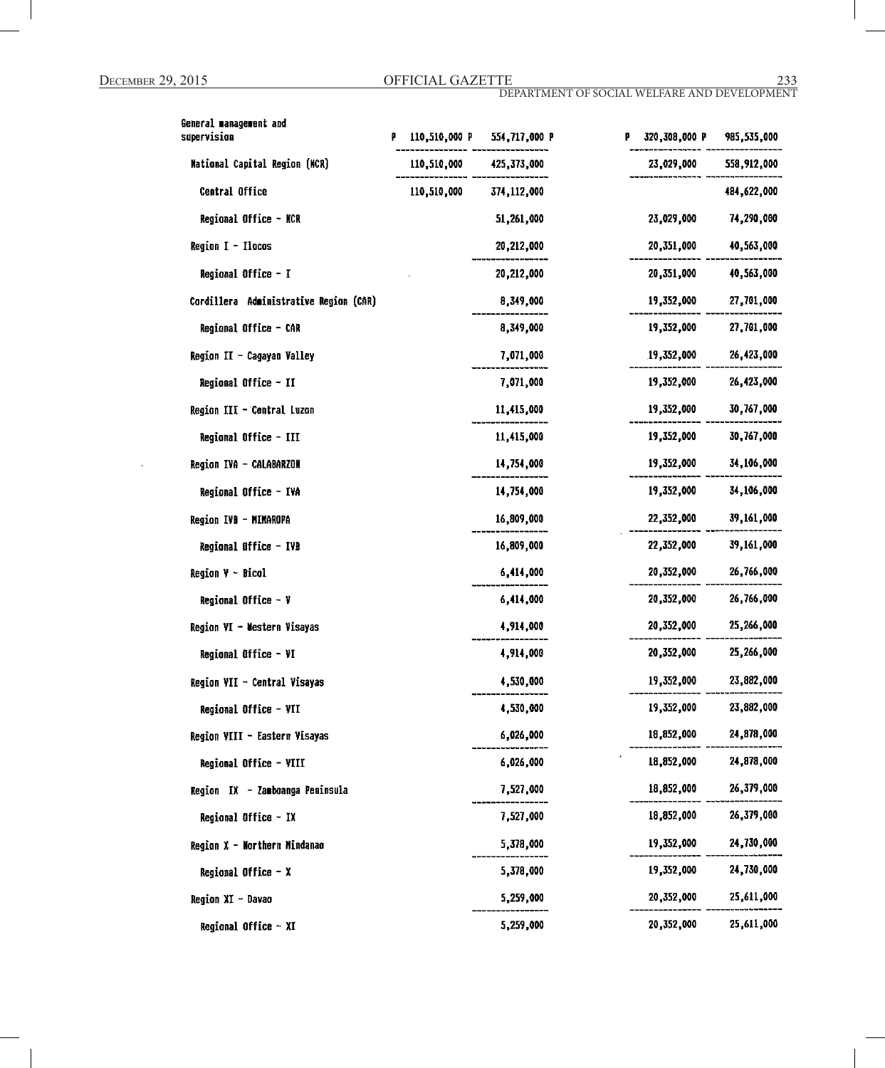| | | | | |
|---|---|---|---|---|
| General management and supervision | P 110,510,000 P | 554,717,000 P | P 320,308,000 P | 985,535,000 |
| National Capital Region (NCR) | 110,510,000 | 425,373,000 | 23,029,000 | 558,912,000 |
| Central Office | 110,510,000 | 374,112,000 | | 484,622,000 |
| Regional Office - NCR | | 51,261,000 | 23,029,000 | 74,290,000 |
| Region I - Ilocos | | 20,212,000 | 20,351,000 | 40,563,000 |
| Regional Office - I | | 20,212,000 | 20,351,000 | 40,563,000 |
| Cordillera Administrative Region (CAR) | | 8,349,000 | 19,352,000 | 27,701,000 |
| Regional Office - CAR | | 8,349,000 | 19,352,000 | 27,701,000 |
| Region II - Cagayan Valley | | 7,071,000 | 19,352,000 | 26,423,000 |
| Regional Office - II | | 7,071,000 | 19,352,000 | 26,423,000 |
| Region III - Central Luzon | | 11,415,000 | 19,352,000 | 30,767,000 |
| Regional Office - III | | 11,415,000 | 19,352,000 | 30,767,000 |
| Region IVA - CALABARZON | | 14,754,000 | 19,352,000 | 34,106,000 |
| Regional Office - IVA | | 14,754,000 | 19,352,000 | 34,106,000 |
| Region IVB - MIMAROPA | | 16,809,000 | 22,352,000 | 39,161,000 |
| Regional Office - IVB | | 16,809,000 | 22,352,000 | 39,161,000 |
| Region V - Bicol | | 6,414,000 | 20,352,000 | 26,766,000 |
| Regional Office - V | | 6,414,000 | 20,352,000 | 26,766,000 |
| Region VI - Western Visayas | | 4,914,000 | 20,352,000 | 25,266,000 |
| Regional Office - VI | | 4,914,000 | 20,352,000 | 25,266,000 |
| Region VII - Central Visayas | | 4,530,000 | 19,352,000 | 23,882,000 |
| Regional Office - VII | | 4,530,000 | 19,352,000 | 23,882,000 |
| Region VIII - Eastern Visayas | | 6,026,000 | 18,852,000 | 24,878,000 |
| Regional Office - VIII | | 6,026,000 | 18,852,000 | 24,878,000 |
| Region IX - Zamboanga Peninsula | | 7,527,000 | 18,852,000 | 26,379,000 |
| Regional Office - IX | | 7,527,000 | 18,852,000 | 26,379,000 |
| Region X - Northern Mindanao | | 5,378,000 | 19,352,000 | 24,730,000 |
| Regional Office - X | | 5,378,000 | 19,352,000 | 24,730,000 |
| Region XI - Davao | | 5,259,000 | 20,352,000 | 25,611,000 |
| Regional Office - XI | | 5,259,000 | 20,352,000 | 25,611,000 |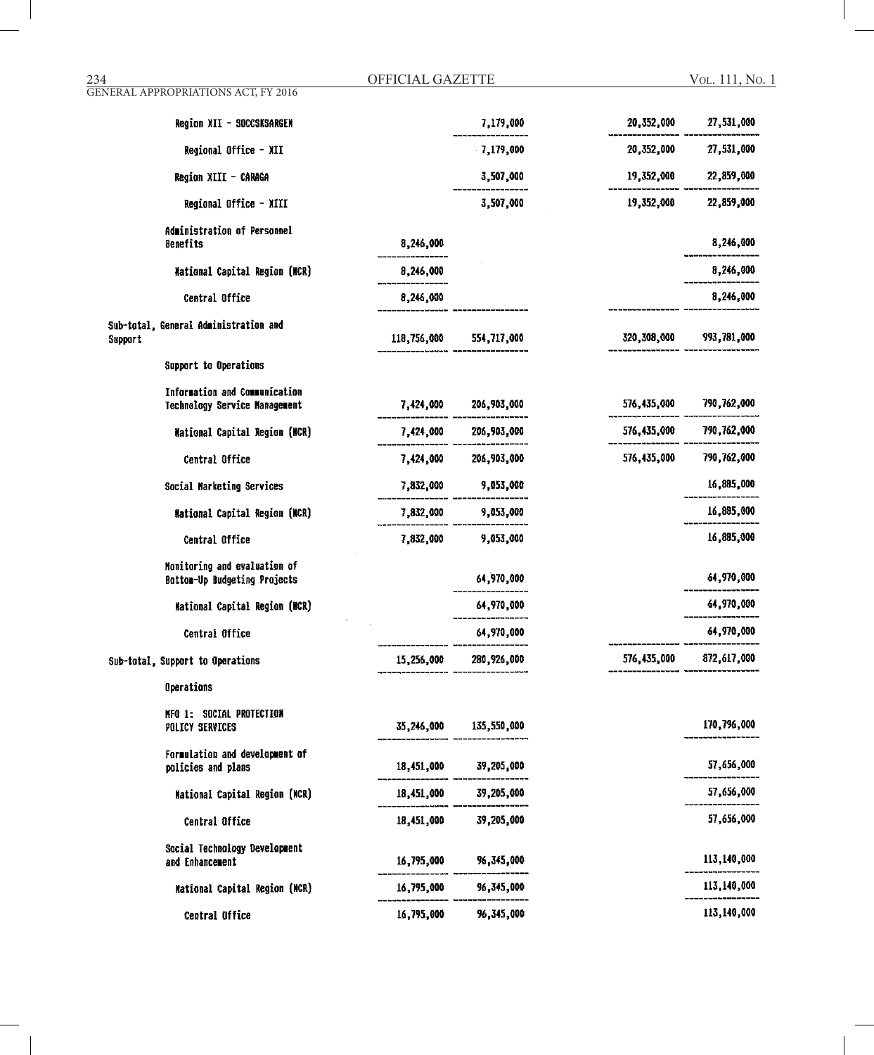| | | | | |
|---|---|---|---|---|
| Region XII - SOCCSKSARGEN | | 7,179,000 | 20,352,000 | 27,531,000 |
| Regional Office - XII | | 7,179,000 | 20,352,000 | 27,531,000 |
| Region XIII - CARAGA | | 3,507,000 | 19,352,000 | 22,859,000 |
| Regional Office - XIII | | 3,507,000 | 19,352,000 | 22,859,000 |
| Administration of Personnel Benefits | 8,246,000 | | | 8,246,000 |
| National Capital Region (NCR) | 8,246,000 | | | 8,246,000 |
| Central Office | 8,246,000 | | | 8,246,000 |
| Sub-total, General Administration and Support | 118,756,000 | 554,717,000 | 320,308,000 | 993,781,000 |
| Support to Operations | | | | |
| Information and Communication Technology Service Management | 7,424,000 | 206,903,000 | 576,435,000 | 790,762,000 |
| National Capital Region (NCR) | 7,424,000 | 206,903,000 | 576,435,000 | 790,762,000 |
| Central Office | 7,424,000 | 206,903,000 | 576,435,000 | 790,762,000 |
| Social Marketing Services | 7,832,000 | 9,053,000 | | 16,885,000 |
| National Capital Region (NCR) | 7,832,000 | 9,053,000 | | 16,885,000 |
| Central Office | 7,832,000 | 9,053,000 | | 16,885,000 |
| Monitoring and evaluation of Bottom-Up Budgeting Projects | | 64,970,000 | | 64,970,000 |
| National Capital Region (NCR) | | 64,970,000 | | 64,970,000 |
| Central Office | | 64,970,000 | | 64,970,000 |
| Sub-total, Support to Operations | 15,256,000 | 280,926,000 | 576,435,000 | 872,617,000 |
| Operations | | | | |
| MFO 1: SOCIAL PROTECTION POLICY SERVICES | 35,246,000 | 135,550,000 | | 170,796,000 |
| Formulation and development of policies and plans | 18,451,000 | 39,205,000 | | 57,656,000 |
| National Capital Region (NCR) | 18,451,000 | 39,205,000 | | 57,656,000 |
| Central Office | 18,451,000 | 39,205,000 | | 57,656,000 |
| Social Technology Development and Enhancement | 16,795,000 | 96,345,000 | | 113,140,000 |
| National Capital Region (NCR) | 16,795,000 | 96,345,000 | | 113,140,000 |
| Central Office | 16,795,000 | 96,345,000 | | 113,140,000 |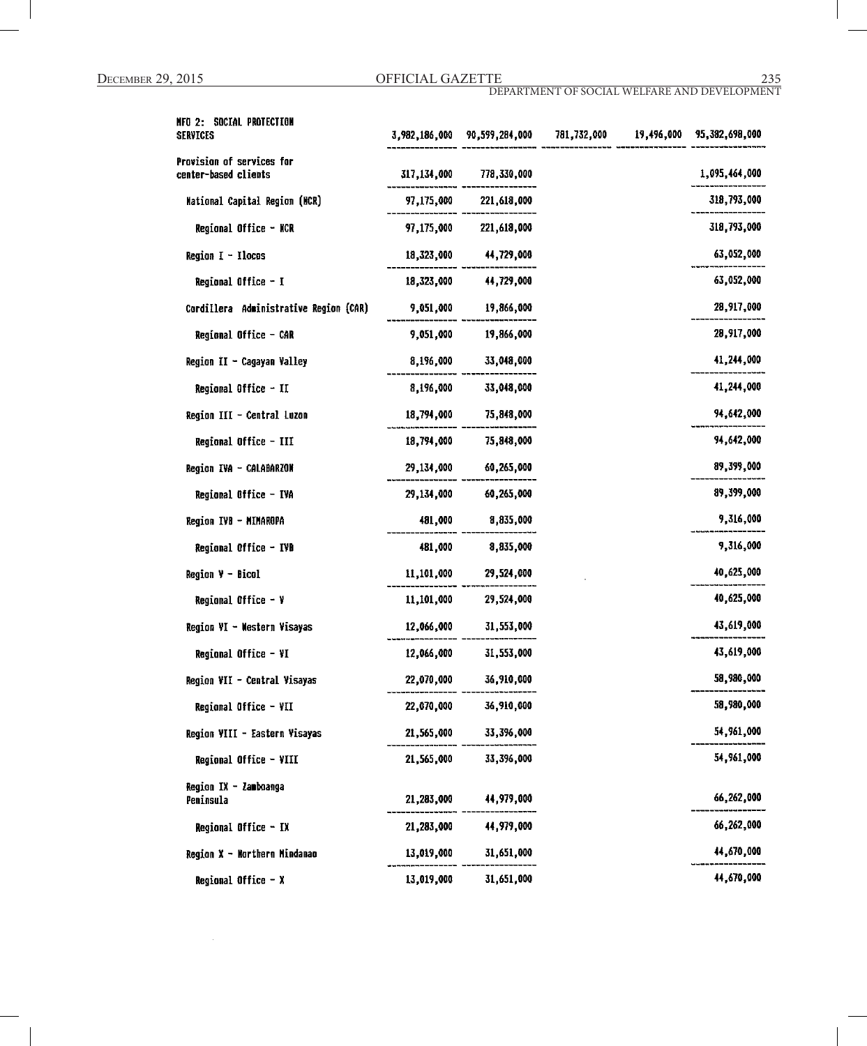| | | | | | |
|---|---|---|---|---|---|
| MFO 2: SOCIAL PROTECTION SERVICES | 3,982,186,000 | 90,599,284,000 | 781,732,000 | 19,496,000 | 95,382,698,000 |
| Provision of services for center-based clients | 317,134,000 | 778,330,000 | | | 1,095,464,000 |
| National Capital Region (NCR) | 97,175,000 | 221,618,000 | | | 318,793,000 |
| Regional Office - NCR | 97,175,000 | 221,618,000 | | | 318,793,000 |
| Region I - Ilocos | 18,323,000 | 44,729,000 | | | 63,052,000 |
| Regional Office - I | 18,323,000 | 44,729,000 | | | 63,052,000 |
| Cordillera Administrative Region (CAR) | 9,051,000 | 19,866,000 | | | 28,917,000 |
| Regional Office - CAR | 9,051,000 | 19,866,000 | | | 28,917,000 |
| Region II - Cagayan Valley | 8,196,000 | 33,048,000 | | | 41,244,000 |
| Regional Office - II | 8,196,000 | 33,048,000 | | | 41,244,000 |
| Region III - Central Luzon | 18,794,000 | 75,848,000 | | | 94,642,000 |
| Regional Office - III | 18,794,000 | 75,848,000 | | | 94,642,000 |
| Region IVA - CALABARZON | 29,134,000 | 60,265,000 | | | 89,399,000 |
| Regional Office - IVA | 29,134,000 | 60,265,000 | | | 89,399,000 |
| Region IVB - MIMAROPA | 481,000 | 8,835,000 | | | 9,316,000 |
| Regional Office - IVB | 481,000 | 8,835,000 | | | 9,316,000 |
| Region V - Bicol | 11,101,000 | 29,524,000 | | | 40,625,000 |
| Regional Office - V | 11,101,000 | 29,524,000 | | | 40,625,000 |
| Region VI - Western Visayas | 12,066,000 | 31,553,000 | | | 43,619,000 |
| Regional Office - VI | 12,066,000 | 31,553,000 | | | 43,619,000 |
| Region VII - Central Visayas | 22,070,000 | 36,910,000 | | | 58,980,000 |
| Regional Office - VII | 22,070,000 | 36,910,000 | | | 58,980,000 |
| Region VIII - Eastern Visayas | 21,565,000 | 33,396,000 | | | 54,961,000 |
| Regional Office - VIII | 21,565,000 | 33,396,000 | | | 54,961,000 |
| Region IX - Zamboanga Peninsula | 21,283,000 | 44,979,000 | | | 66,262,000 |
| Regional Office - IX | 21,283,000 | 44,979,000 | | | 66,262,000 |
| Region X - Northern Mindanao | 13,019,000 | 31,651,000 | | | 44,670,000 |
| Regional Office - X | 13,019,000 | 31,651,000 | | | 44,670,000 |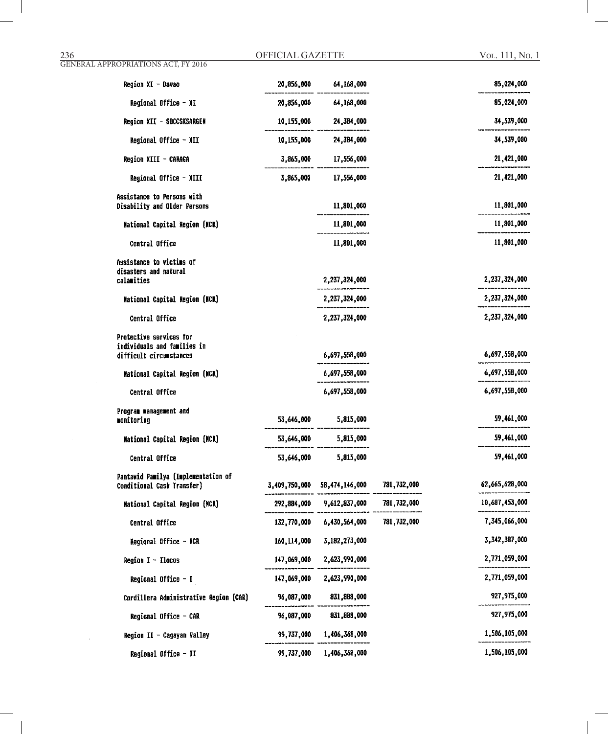| | | | | |
|---|---|---|---|---|
| Region XI - Davao | 20,856,000 | 64,168,000 | | 85,024,000 |
| Regional Office - XI | 20,856,000 | 64,168,000 | | 85,024,000 |
| Region XII - SOCCSKSARGEN | 10,155,000 | 24,384,000 | | 34,539,000 |
| Regional Office - XII | 10,155,000 | 24,384,000 | | 34,539,000 |
| Region XIII - CARAGA | 3,865,000 | 17,556,000 | | 21,421,000 |
| Regional Office - XIII | 3,865,000 | 17,556,000 | | 21,421,000 |
| Assistance to Persons with Disability and Older Persons | | 11,801,000 | | 11,801,000 |
| National Capital Region (NCR) | | 11,801,000 | | 11,801,000 |
| Central Office | | 11,801,000 | | 11,801,000 |
| Assistance to victims of disasters and natural calamities | | 2,237,324,000 | | 2,237,324,000 |
| National Capital Region (NCR) | | 2,237,324,000 | | 2,237,324,000 |
| Central Office | | 2,237,324,000 | | 2,237,324,000 |
| Protective services for individuals and families in difficult circumstances | | 6,697,558,000 | | 6,697,558,000 |
| National Capital Region (NCR) | | 6,697,558,000 | | 6,697,558,000 |
| Central Office | | 6,697,558,000 | | 6,697,558,000 |
| Program management and monitoring | 53,646,000 | 5,815,000 | | 59,461,000 |
| National Capital Region (NCR) | 53,646,000 | 5,815,000 | | 59,461,000 |
| Central Office | 53,646,000 | 5,815,000 | | 59,461,000 |
| Pantawid Pamilya (Implementation of Conditional Cash Transfer) | 3,409,750,000 | 58,474,146,000 | 781,732,000 | 62,665,628,000 |
| National Capital Region (NCR) | 292,884,000 | 9,612,837,000 | 781,732,000 | 10,687,453,000 |
| Central Office | 132,770,000 | 6,430,564,000 | 781,732,000 | 7,345,066,000 |
| Regional Office - NCR | 160,114,000 | 3,182,273,000 | | 3,342,387,000 |
| Region I - Ilocos | 147,069,000 | 2,623,990,000 | | 2,771,059,000 |
| Regional Office - I | 147,069,000 | 2,623,990,000 | | 2,771,059,000 |
| Cordillera Administrative Region (CAR) | 96,087,000 | 831,888,000 | | 927,975,000 |
| Regional Office - CAR | 96,087,000 | 831,888,000 | | 927,975,000 |
| Region II - Cagayan Valley | 99,737,000 | 1,406,368,000 | | 1,506,105,000 |
| Regional Office - II | 99,737,000 | 1,406,368,000 | | 1,506,105,000 |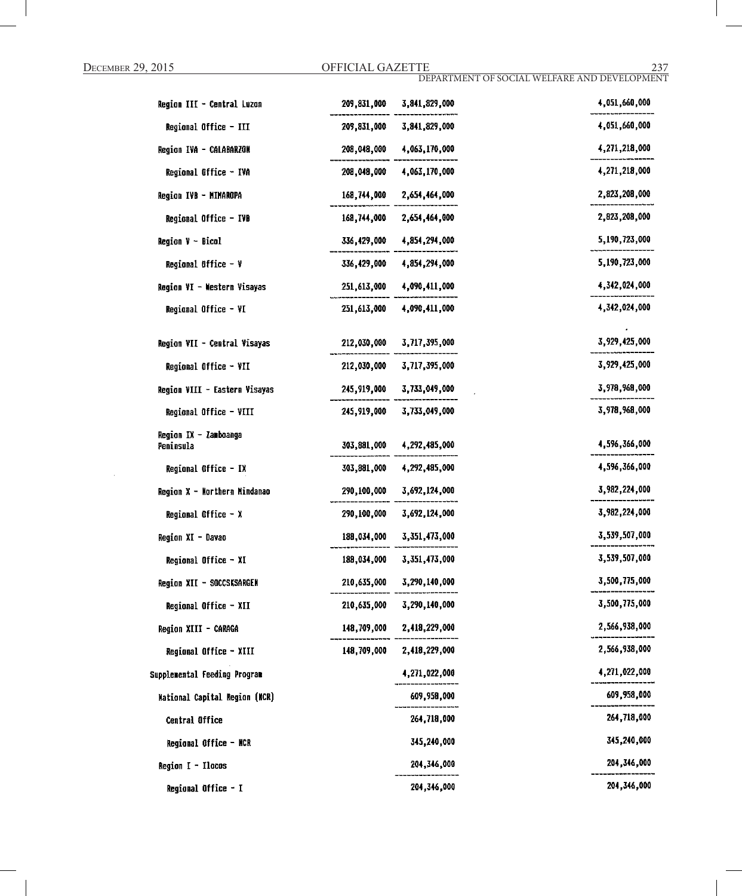| | | | | |
|---|---|---|---|---|
| Region III - Central Luzon | 209,831,000 | 3,841,829,000 | | 4,051,660,000 |
| Regional Office - III | 209,831,000 | 3,841,829,000 | | 4,051,660,000 |
| Region IVA - CALABARZON | 208,048,000 | 4,063,170,000 | | 4,271,218,000 |
| Regional Office - IVA | 208,048,000 | 4,063,170,000 | | 4,271,218,000 |
| Region IVB - MIMAROPA | 168,744,000 | 2,654,464,000 | | 2,823,208,000 |
| Regional Office - IVB | 168,744,000 | 2,654,464,000 | | 2,823,208,000 |
| Region V - Bicol | 336,429,000 | 4,854,294,000 | | 5,190,723,000 |
| Regional Office - V | 336,429,000 | 4,854,294,000 | | 5,190,723,000 |
| Region VI - Western Visayas | 251,613,000 | 4,090,411,000 | | 4,342,024,000 |
| Regional Office - VI | 251,613,000 | 4,090,411,000 | | 4,342,024,000 |
| Region VII - Central Visayas | 212,030,000 | 3,717,395,000 | | 3,929,425,000 |
| Regional Office - VII | 212,030,000 | 3,717,395,000 | | 3,929,425,000 |
| Region VIII - Eastern Visayas | 245,919,000 | 3,733,049,000 | | 3,978,968,000 |
| Regional Office - VIII | 245,919,000 | 3,733,049,000 | | 3,978,968,000 |
| Region IX - Zamboanga Peninsula | 303,881,000 | 4,292,485,000 | | 4,596,366,000 |
| Regional Office - IX | 303,881,000 | 4,292,485,000 | | 4,596,366,000 |
| Region X - Northern Mindanao | 290,100,000 | 3,692,124,000 | | 3,982,224,000 |
| Regional Office - X | 290,100,000 | 3,692,124,000 | | 3,982,224,000 |
| Region XI - Davao | 188,034,000 | 3,351,473,000 | | 3,539,507,000 |
| Regional Office - XI | 188,034,000 | 3,351,473,000 | | 3,539,507,000 |
| Region XII - SOCCSKSARGEN | 210,635,000 | 3,290,140,000 | | 3,500,775,000 |
| Regional Office - XII | 210,635,000 | 3,290,140,000 | | 3,500,775,000 |
| Region XIII - CARAGA | 148,709,000 | 2,418,229,000 | | 2,566,938,000 |
| Regional Office - XIII | 148,709,000 | 2,418,229,000 | | 2,566,938,000 |
| Supplemental Feeding Program | | 4,271,022,000 | | 4,271,022,000 |
| National Capital Region (NCR) | | 609,958,000 | | 609,958,000 |
| Central Office | | 264,718,000 | | 264,718,000 |
| Regional Office - NCR | | 345,240,000 | | 345,240,000 |
| Region I - Ilocos | | 204,346,000 | | 204,346,000 |
| Regional Office - I | | 204,346,000 | | 204,346,000 |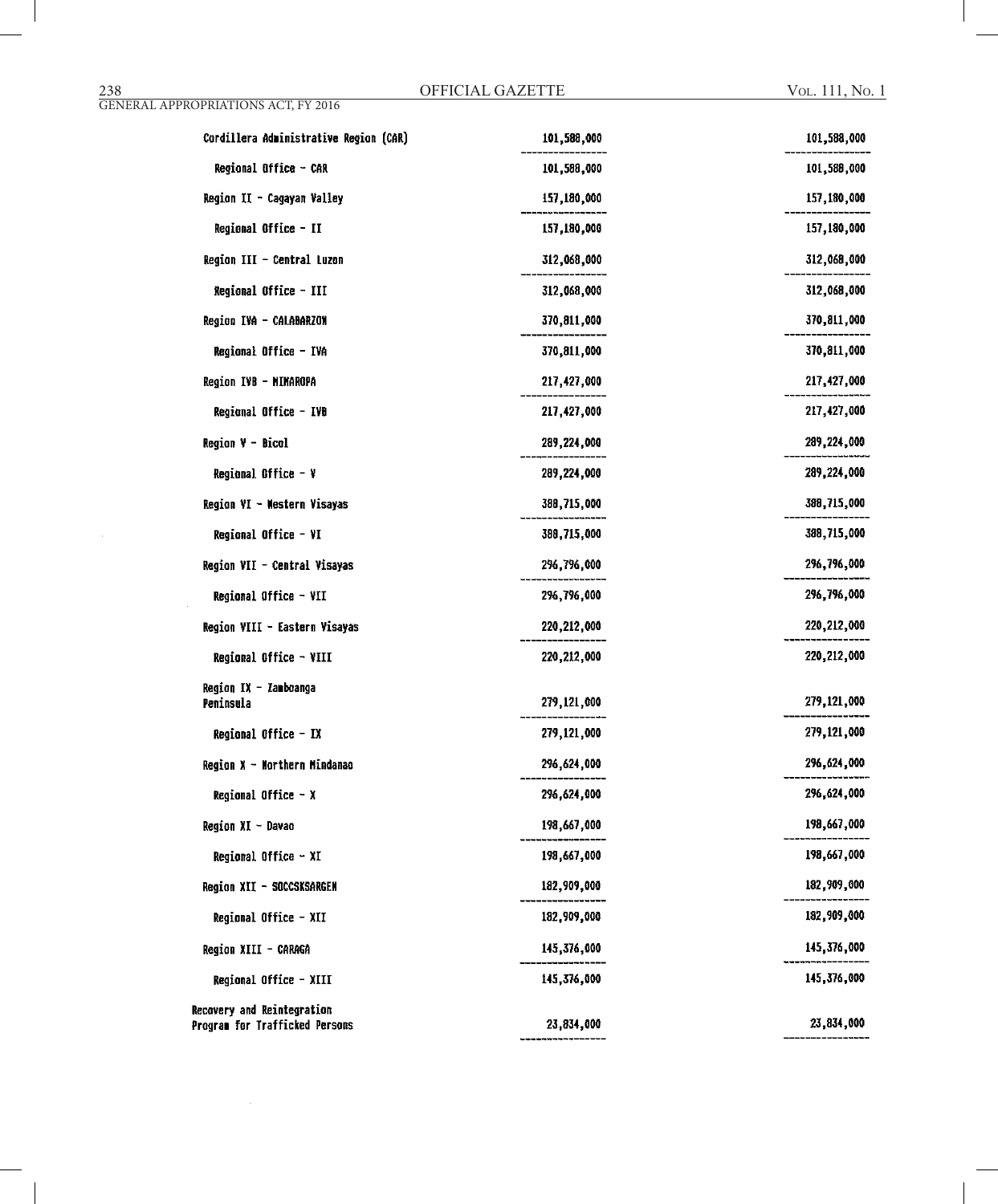| | | |
|---|---|---|
| Cordillera Administrative Region (CAR) | 101,588,000 | 101,588,000 |
| Regional Office - CAR | 101,588,000 | 101,588,000 |
| Region II - Cagayan Valley | 157,180,000 | 157,180,000 |
| Regional Office - II | 157,180,000 | 157,180,000 |
| Region III - Central Luzon | 312,068,000 | 312,068,000 |
| Regional Office - III | 312,068,000 | 312,068,000 |
| Region IVA - CALABARZON | 370,811,000 | 370,811,000 |
| Regional Office - IVA | 370,811,000 | 370,811,000 |
| Region IVB - MIMAROPA | 217,427,000 | 217,427,000 |
| Regional Office - IVB | 217,427,000 | 217,427,000 |
| Region V - Bicol | 289,224,000 | 289,224,000 |
| Regional Office - V | 289,224,000 | 289,224,000 |
| Region VI - Western Visayas | 388,715,000 | 388,715,000 |
| Regional Office - VI | 388,715,000 | 388,715,000 |
| Region VII - Central Visayas | 296,796,000 | 296,796,000 |
| Regional Office - VII | 296,796,000 | 296,796,000 |
| Region VIII - Eastern Visayas | 220,212,000 | 220,212,000 |
| Regional Office - VIII | 220,212,000 | 220,212,000 |
| Region IX - Zamboanga Peninsula | 279,121,000 | 279,121,000 |
| Regional Office - IX | 279,121,000 | 279,121,000 |
| Region X - Northern Mindanao | 296,624,000 | 296,624,000 |
| Regional Office - X | 296,624,000 | 296,624,000 |
| Region XI - Davao | 198,667,000 | 198,667,000 |
| Regional Office - XI | 198,667,000 | 198,667,000 |
| Region XII - SOCCSKSARGEN | 182,909,000 | 182,909,000 |
| Regional Office - XII | 182,909,000 | 182,909,000 |
| Region XIII - CARAGA | 145,376,000 | 145,376,000 |
| Regional Office - XIII | 145,376,000 | 145,376,000 |
| Recovery and Reintegration Program for Trafficked Persons | 23,834,000 | 23,834,000 |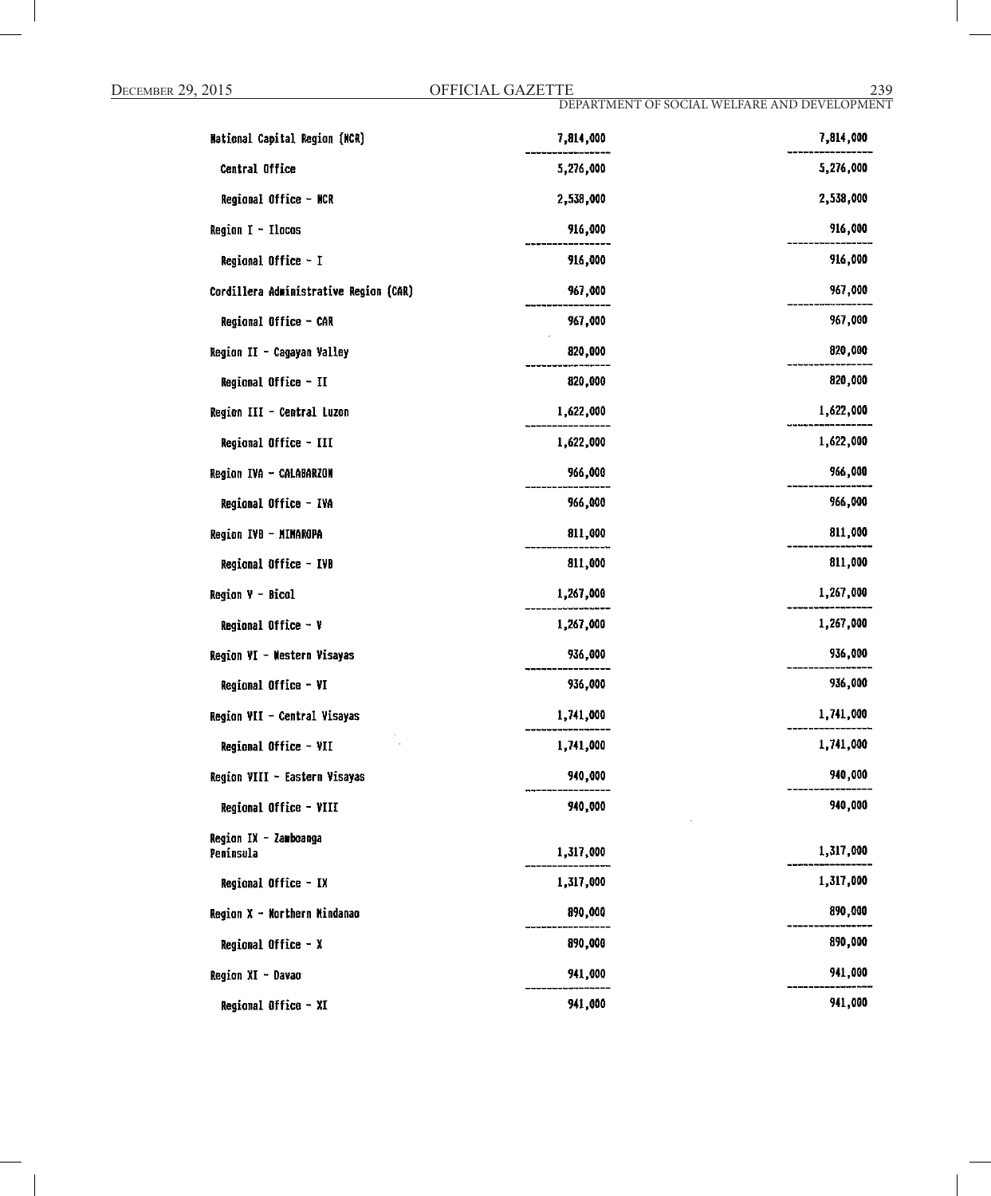| | | |
|---|---|---|
| National Capital Region (NCR) | 7,814,000 | 7,814,000 |
| Central Office | 5,276,000 | 5,276,000 |
| Regional Office - NCR | 2,538,000 | 2,538,000 |
| Region I - Ilocos | 916,000 | 916,000 |
| Regional Office - I | 916,000 | 916,000 |
| Cordillera Administrative Region (CAR) | 967,000 | 967,000 |
| Regional Office - CAR | 967,000 | 967,000 |
| Region II - Cagayan Valley | 820,000 | 820,000 |
| Regional Office - II | 820,000 | 820,000 |
| Region III - Central Luzon | 1,622,000 | 1,622,000 |
| Regional Office - III | 1,622,000 | 1,622,000 |
| Region IVA - CALABARZON | 966,000 | 966,000 |
| Regional Office - IVA | 966,000 | 966,000 |
| Region IVB - MIMAROPA | 811,000 | 811,000 |
| Regional Office - IVB | 811,000 | 811,000 |
| Region V - Bicol | 1,267,000 | 1,267,000 |
| Regional Office - V | 1,267,000 | 1,267,000 |
| Region VI - Western Visayas | 936,000 | 936,000 |
| Regional Office - VI | 936,000 | 936,000 |
| Region VII - Central Visayas | 1,741,000 | 1,741,000 |
| Regional Office - VII | 1,741,000 | 1,741,000 |
| Region VIII - Eastern Visayas | 940,000 | 940,000 |
| Regional Office - VIII | 940,000 | 940,000 |
| Region IX - Zamboanga Peninsula | 1,317,000 | 1,317,000 |
| Regional Office - IX | 1,317,000 | 1,317,000 |
| Region X - Northern Mindanao | 890,000 | 890,000 |
| Regional Office - X | 890,000 | 890,000 |
| Region XI - Davao | 941,000 | 941,000 |
| Regional Office - XI | 941,000 | 941,000 |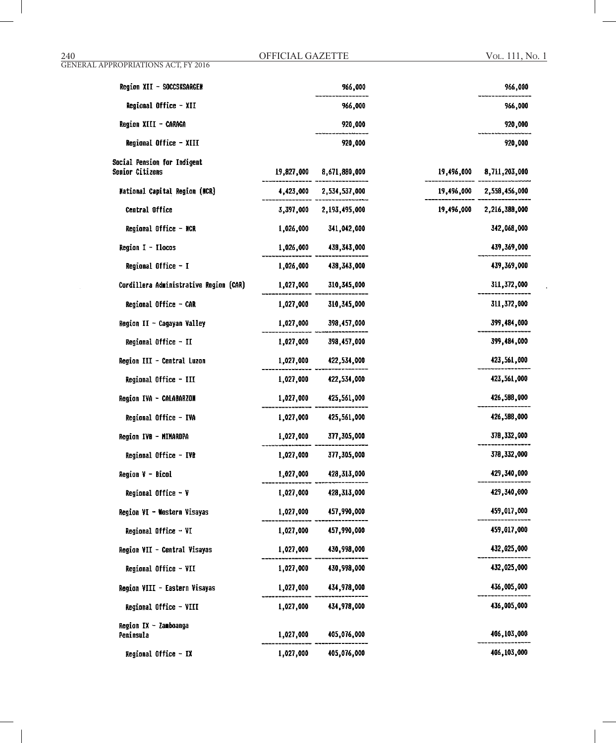| | | | | |
|---|---|---|---|---|
| Region XII - SOCCSKSARGEN | | 966,000 | | 966,000 |
| Regional Office - XII | | 966,000 | | 966,000 |
| Region XIII - CARAGA | | 920,000 | | 920,000 |
| Regional Office - XIII | | 920,000 | | 920,000 |
| Social Pension for Indigent Senior Citizens | 19,827,000 | 8,671,880,000 | 19,496,000 | 8,711,203,000 |
| National Capital Region (NCR) | 4,423,000 | 2,534,537,000 | 19,496,000 | 2,558,456,000 |
| Central Office | 3,397,000 | 2,193,495,000 | 19,496,000 | 2,216,388,000 |
| Regional Office - NCR | 1,026,000 | 341,042,000 | | 342,068,000 |
| Region I - Ilocos | 1,026,000 | 438,343,000 | | 439,369,000 |
| Regional Office - I | 1,026,000 | 438,343,000 | | 439,369,000 |
| Cordillera Administrative Region (CAR) | 1,027,000 | 310,345,000 | | 311,372,000 |
| Regional Office - CAR | 1,027,000 | 310,345,000 | | 311,372,000 |
| Region II - Cagayan Valley | 1,027,000 | 398,457,000 | | 399,484,000 |
| Regional Office - II | 1,027,000 | 398,457,000 | | 399,484,000 |
| Region III - Central Luzon | 1,027,000 | 422,534,000 | | 423,561,000 |
| Regional Office - III | 1,027,000 | 422,534,000 | | 423,561,000 |
| Region IVA - CALABARZON | 1,027,000 | 425,561,000 | | 426,588,000 |
| Regional Office - IVA | 1,027,000 | 425,561,000 | | 426,588,000 |
| Region IVB - MIMAROPA | 1,027,000 | 377,305,000 | | 378,332,000 |
| Regional Office - IVB | 1,027,000 | 377,305,000 | | 378,332,000 |
| Region V - Bicol | 1,027,000 | 428,313,000 | | 429,340,000 |
| Regional Office - V | 1,027,000 | 428,313,000 | | 429,340,000 |
| Region VI - Western Visayas | 1,027,000 | 457,990,000 | | 459,017,000 |
| Regional Office - VI | 1,027,000 | 457,990,000 | | 459,017,000 |
| Region VII - Central Visayas | 1,027,000 | 430,998,000 | | 432,025,000 |
| Regional Office - VII | 1,027,000 | 430,998,000 | | 432,025,000 |
| Region VIII - Eastern Visayas | 1,027,000 | 434,978,000 | | 436,005,000 |
| Regional Office - VIII | 1,027,000 | 434,978,000 | | 436,005,000 |
| Region IX - Zamboanga Peninsula | 1,027,000 | 405,076,000 | | 406,103,000 |
| Regional Office - IX | 1,027,000 | 405,076,000 | | 406,103,000 |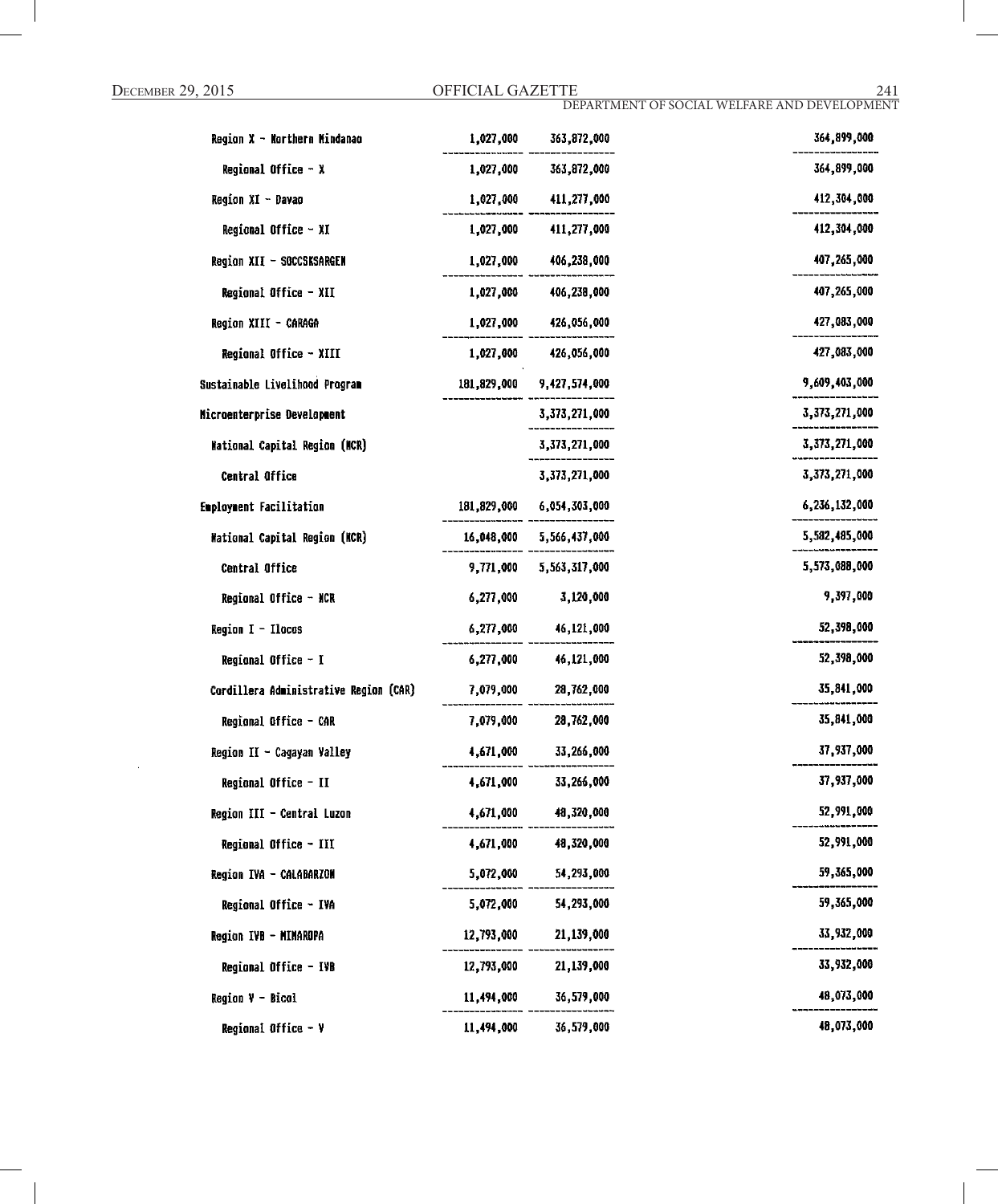| | | | |
|---|---|---|---|
| Region X - Northern Mindanao | 1,027,000 | 363,872,000 | 364,899,000 |
| Regional Office - X | 1,027,000 | 363,872,000 | 364,899,000 |
| Region XI - Davao | 1,027,000 | 411,277,000 | 412,304,000 |
| Regional Office - XI | 1,027,000 | 411,277,000 | 412,304,000 |
| Region XII - SOCCSKSARGEN | 1,027,000 | 406,238,000 | 407,265,000 |
| Regional Office - XII | 1,027,000 | 406,238,000 | 407,265,000 |
| Region XIII - CARAGA | 1,027,000 | 426,056,000 | 427,083,000 |
| Regional Office - XIII | 1,027,000 | 426,056,000 | 427,083,000 |
| Sustainable Livelihood Program | 181,829,000 | 9,427,574,000 | 9,609,403,000 |
| Microenterprise Development | | 3,373,271,000 | 3,373,271,000 |
| National Capital Region (NCR) | | 3,373,271,000 | 3,373,271,000 |
| Central Office | | 3,373,271,000 | 3,373,271,000 |
| Employment Facilitation | 181,829,000 | 6,054,303,000 | 6,236,132,000 |
| National Capital Region (NCR) | 16,048,000 | 5,566,437,000 | 5,582,485,000 |
| Central Office | 9,771,000 | 5,563,317,000 | 5,573,088,000 |
| Regional Office - NCR | 6,277,000 | 3,120,000 | 9,397,000 |
| Region I - Ilocos | 6,277,000 | 46,121,000 | 52,398,000 |
| Regional Office - I | 6,277,000 | 46,121,000 | 52,398,000 |
| Cordillera Administrative Region (CAR) | 7,079,000 | 28,762,000 | 35,841,000 |
| Regional Office - CAR | 7,079,000 | 28,762,000 | 35,841,000 |
| Region II - Cagayan Valley | 4,671,000 | 33,266,000 | 37,937,000 |
| Regional Office - II | 4,671,000 | 33,266,000 | 37,937,000 |
| Region III - Central Luzon | 4,671,000 | 48,320,000 | 52,991,000 |
| Regional Office - III | 4,671,000 | 48,320,000 | 52,991,000 |
| Region IVA - CALABARZON | 5,072,000 | 54,293,000 | 59,365,000 |
| Regional Office - IVA | 5,072,000 | 54,293,000 | 59,365,000 |
| Region IVB - MIMAROPA | 12,793,000 | 21,139,000 | 33,932,000 |
| Regional Office - IVB | 12,793,000 | 21,139,000 | 33,932,000 |
| Region V - Bicol | 11,494,000 | 36,579,000 | 48,073,000 |
| Regional Office - V | 11,494,000 | 36,579,000 | 48,073,000 |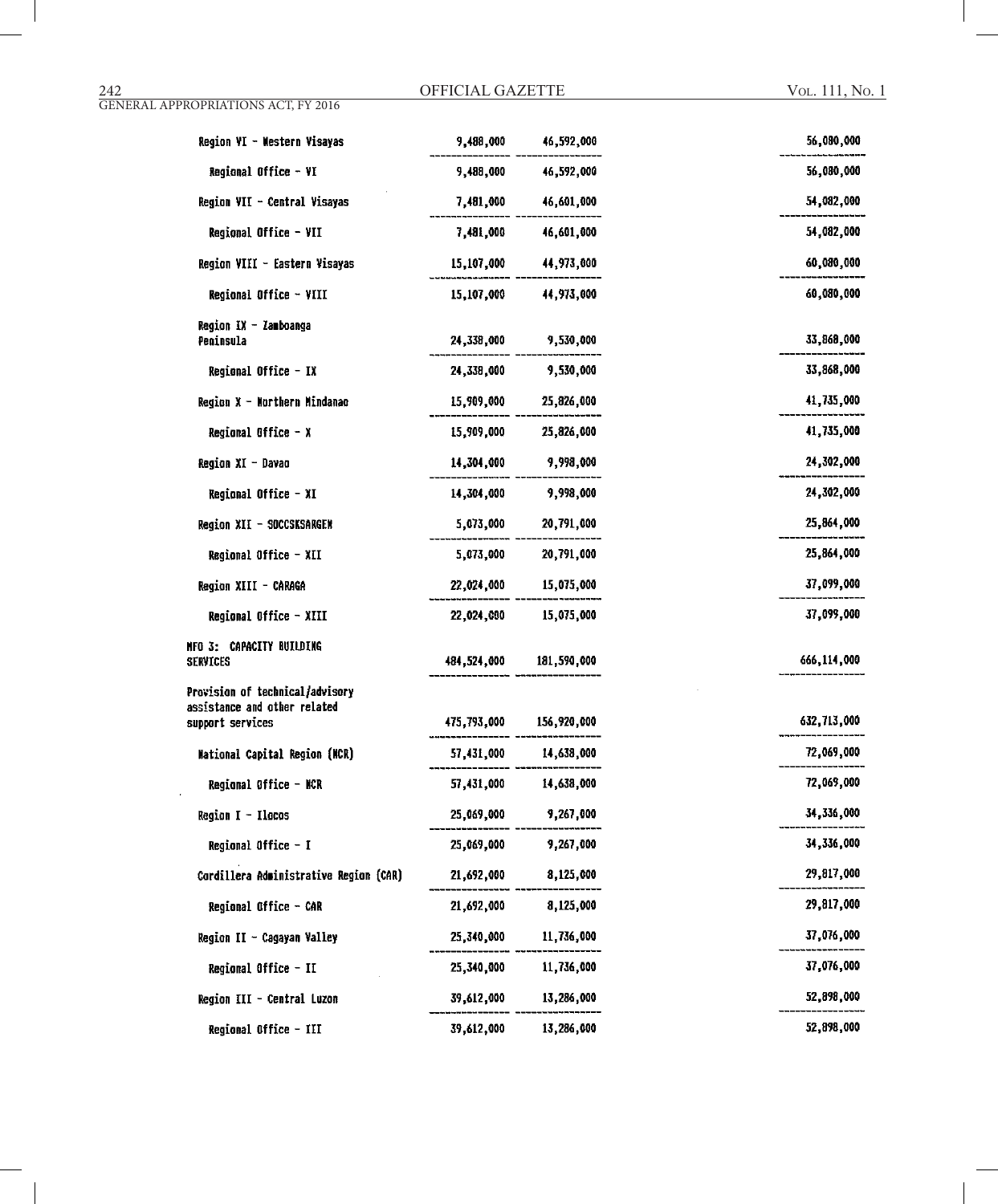| | | | | |
|---|---|---|---|---|
| Region VI - Western Visayas | 9,488,000 | 46,592,000 | | 56,080,000 |
| Regional Office - VI | 9,488,000 | 46,592,000 | | 56,080,000 |
| Region VII - Central Visayas | 7,481,000 | 46,601,000 | | 54,082,000 |
| Regional Office - VII | 7,481,000 | 46,601,000 | | 54,082,000 |
| Region VIII - Eastern Visayas | 15,107,000 | 44,973,000 | | 60,080,000 |
| Regional Office - VIII | 15,107,000 | 44,973,000 | | 60,080,000 |
| Region IX - Zamboanga Peninsula | 24,338,000 | 9,530,000 | | 33,868,000 |
| Regional Office - IX | 24,338,000 | 9,530,000 | | 33,868,000 |
| Region X - Northern Mindanao | 15,909,000 | 25,826,000 | | 41,735,000 |
| Regional Office - X | 15,909,000 | 25,826,000 | | 41,735,000 |
| Region XI - Davao | 14,304,000 | 9,998,000 | | 24,302,000 |
| Regional Office - XI | 14,304,000 | 9,998,000 | | 24,302,000 |
| Region XII - SOCCSKSARGEN | 5,073,000 | 20,791,000 | | 25,864,000 |
| Regional Office - XII | 5,073,000 | 20,791,000 | | 25,864,000 |
| Region XIII - CARAGA | 22,024,000 | 15,075,000 | | 37,099,000 |
| Regional Office - XIII | 22,024,000 | 15,075,000 | | 37,099,000 |
| MFO 3: CAPACITY BUILDING SERVICES | 484,524,000 | 181,590,000 | | 666,114,000 |
| Provision of technical/advisory assistance and other related support services | 475,793,000 | 156,920,000 | | 632,713,000 |
| National Capital Region (NCR) | 57,431,000 | 14,638,000 | | 72,069,000 |
| Regional Office - NCR | 57,431,000 | 14,638,000 | | 72,069,000 |
| Region I - Ilocos | 25,069,000 | 9,267,000 | | 34,336,000 |
| Regional Office - I | 25,069,000 | 9,267,000 | | 34,336,000 |
| Cordillera Administrative Region (CAR) | 21,692,000 | 8,125,000 | | 29,817,000 |
| Regional Office - CAR | 21,692,000 | 8,125,000 | | 29,817,000 |
| Region II - Cagayan Valley | 25,340,000 | 11,736,000 | | 37,076,000 |
| Regional Office - II | 25,340,000 | 11,736,000 | | 37,076,000 |
| Region III - Central Luzon | 39,612,000 | 13,286,000 | | 52,898,000 |
| Regional Office - III | 39,612,000 | 13,286,000 | | 52,898,000 |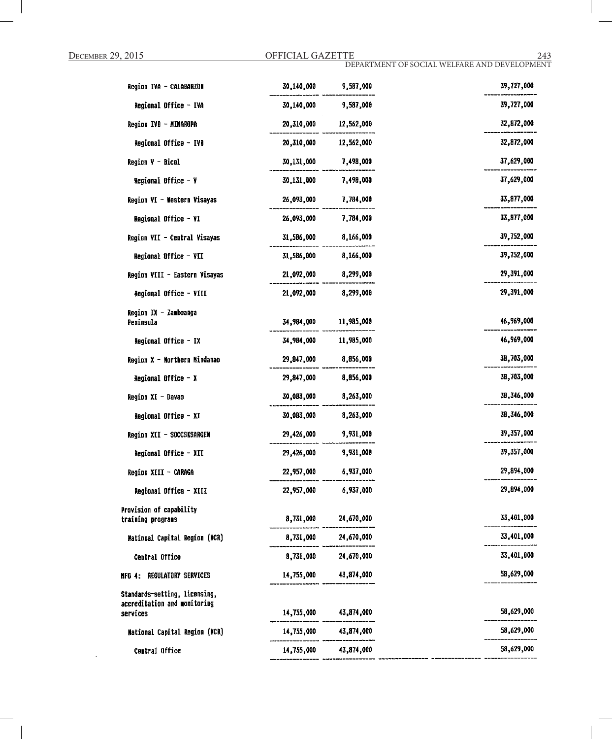| | | | | | |
|---|---|---|---|---|---|
| Region IVA - CALABARZON | 30,140,000 | 9,587,000 | | | 39,727,000 |
| Regional Office - IVA | 30,140,000 | 9,587,000 | | | 39,727,000 |
| Region IVB - MIMAROPA | 20,310,000 | 12,562,000 | | | 32,872,000 |
| Regional Office - IVB | 20,310,000 | 12,562,000 | | | 32,872,000 |
| Region V - Bicol | 30,131,000 | 7,498,000 | | | 37,629,000 |
| Regional Office - V | 30,131,000 | 7,498,000 | | | 37,629,000 |
| Region VI - Western Visayas | 26,093,000 | 7,784,000 | | | 33,877,000 |
| Regional Office - VI | 26,093,000 | 7,784,000 | | | 33,877,000 |
| Region VII - Central Visayas | 31,586,000 | 8,166,000 | | | 39,752,000 |
| Regional Office - VII | 31,586,000 | 8,166,000 | | | 39,752,000 |
| Region VIII - Eastern Visayas | 21,092,000 | 8,299,000 | | | 29,391,000 |
| Regional Office - VIII | 21,092,000 | 8,299,000 | | | 29,391,000 |
| Region IX - Zamboanga Peninsula | 34,984,000 | 11,985,000 | | | 46,969,000 |
| Regional Office - IX | 34,984,000 | 11,985,000 | | | 46,969,000 |
| Region X - Northern Mindanao | 29,847,000 | 8,856,000 | | | 38,703,000 |
| Regional Office - X | 29,847,000 | 8,856,000 | | | 38,703,000 |
| Region XI - Davao | 30,083,000 | 8,263,000 | | | 38,346,000 |
| Regional Office - XI | 30,083,000 | 8,263,000 | | | 38,346,000 |
| Region XII - SOCCSKSARGEN | 29,426,000 | 9,931,000 | | | 39,357,000 |
| Regional Office - XII | 29,426,000 | 9,931,000 | | | 39,357,000 |
| Region XIII - CARAGA | 22,957,000 | 6,937,000 | | | 29,894,000 |
| Regional Office - XIII | 22,957,000 | 6,937,000 | | | 29,894,000 |
| Provision of capability training programs | 8,731,000 | 24,670,000 | | | 33,401,000 |
| National Capital Region (NCR) | 8,731,000 | 24,670,000 | | | 33,401,000 |
| Central Office | 8,731,000 | 24,670,000 | | | 33,401,000 |
| MFO 4: REGULATORY SERVICES | 14,755,000 | 43,874,000 | | | 58,629,000 |
| Standards-setting, licensing, accreditation and monitoring services | 14,755,000 | 43,874,000 | | | 58,629,000 |
| National Capital Region (NCR) | 14,755,000 | 43,874,000 | | | 58,629,000 |
| Central Office | 14,755,000 | 43,874,000 | | | 58,629,000 |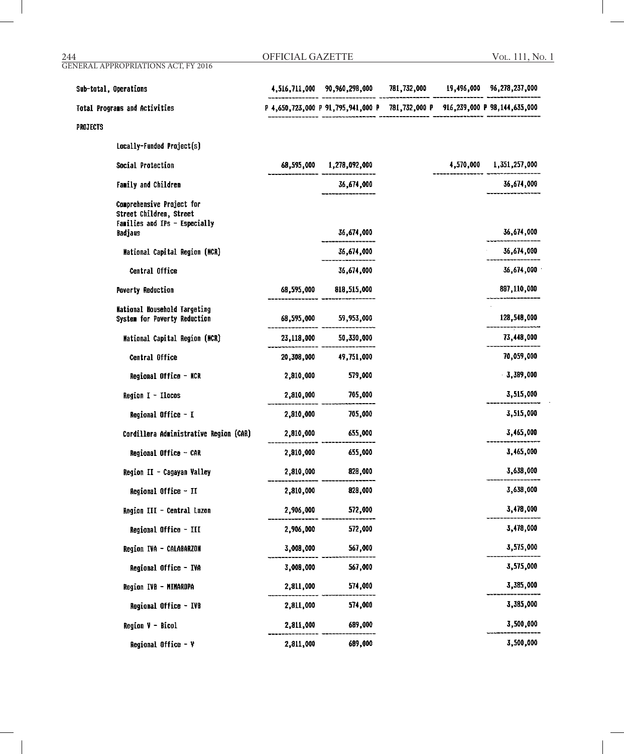| | | | | | |
|---|---|---|---|---|---|
| Sub-total, Operations | 4,516,711,000 | 90,960,298,000 | 781,732,000 | 19,496,000 | 96,278,237,000 |
| Total Programs and Activities | P 4,650,723,000 | P 91,795,941,000 | P 781,732,000 | P 916,239,000 | P 98,144,635,000 |
| PROJECTS | | | | | |
| Locally-Funded Project(s) | | | | | |
| Social Protection | 68,595,000 | 1,278,092,000 | | 4,570,000 | 1,351,257,000 |
| Family and Children | | 36,674,000 | | | 36,674,000 |
| Comprehensive Project for Street Children, Street Families and IPs - Especially Badjaus | | 36,674,000 | | | 36,674,000 |
| National Capital Region (NCR) | | 36,674,000 | | | 36,674,000 |
| Central Office | | 36,674,000 | | | 36,674,000 |
| Poverty Reduction | 68,595,000 | 818,515,000 | | | 887,110,000 |
| National Household Targeting System for Poverty Reduction | 68,595,000 | 59,953,000 | | | 128,548,000 |
| National Capital Region (NCR) | 23,118,000 | 50,330,000 | | | 73,448,000 |
| Central Office | 20,308,000 | 49,751,000 | | | 70,059,000 |
| Regional Office - NCR | 2,810,000 | 579,000 | | | 3,389,000 |
| Region I - Ilocos | 2,810,000 | 705,000 | | | 3,515,000 |
| Regional Office - I | 2,810,000 | 705,000 | | | 3,515,000 |
| Cordillera Administrative Region (CAR) | 2,810,000 | 655,000 | | | 3,465,000 |
| Regional Office - CAR | 2,810,000 | 655,000 | | | 3,465,000 |
| Region II - Cagayan Valley | 2,810,000 | 828,000 | | | 3,638,000 |
| Regional Office - II | 2,810,000 | 828,000 | | | 3,638,000 |
| Region III - Central Luzon | 2,906,000 | 572,000 | | | 3,478,000 |
| Regional Office - III | 2,906,000 | 572,000 | | | 3,478,000 |
| Region IVA - CALABARZON | 3,008,000 | 567,000 | | | 3,575,000 |
| Regional Office - IVA | 3,008,000 | 567,000 | | | 3,575,000 |
| Region IVB - MIMAROPA | 2,811,000 | 574,000 | | | 3,385,000 |
| Regional Office - IVB | 2,811,000 | 574,000 | | | 3,385,000 |
| Region V - Bicol | 2,811,000 | 689,000 | | | 3,500,000 |
| Regional Office - V | 2,811,000 | 689,000 | | | 3,500,000 |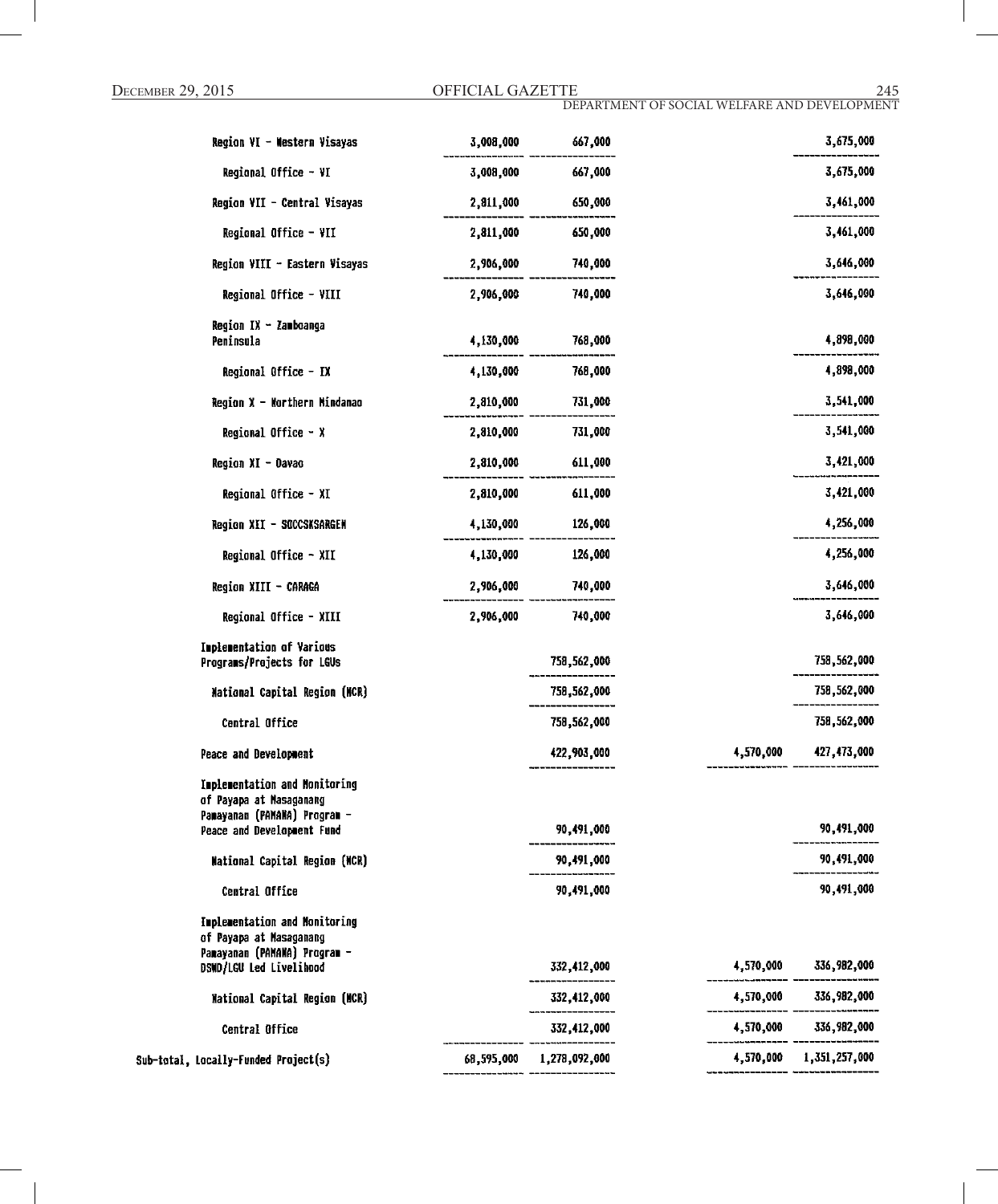| | | | | |
|---|---|---|---|---|
| Region VI - Western Visayas | 3,008,000 | 667,000 | | 3,675,000 |
| Regional Office - VI | 3,008,000 | 667,000 | | 3,675,000 |
| Region VII - Central Visayas | 2,811,000 | 650,000 | | 3,461,000 |
| Regional Office - VII | 2,811,000 | 650,000 | | 3,461,000 |
| Region VIII - Eastern Visayas | 2,906,000 | 740,000 | | 3,646,000 |
| Regional Office - VIII | 2,906,000 | 740,000 | | 3,646,000 |
| Region IX - Zamboanga Peninsula | 4,130,000 | 768,000 | | 4,898,000 |
| Regional Office - IX | 4,130,000 | 768,000 | | 4,898,000 |
| Region X - Northern Mindanao | 2,810,000 | 731,000 | | 3,541,000 |
| Regional Office - X | 2,810,000 | 731,000 | | 3,541,000 |
| Region XI - Davao | 2,810,000 | 611,000 | | 3,421,000 |
| Regional Office - XI | 2,810,000 | 611,000 | | 3,421,000 |
| Region XII - SOCCSKSARGEN | 4,130,000 | 126,000 | | 4,256,000 |
| Regional Office - XII | 4,130,000 | 126,000 | | 4,256,000 |
| Region XIII - CARAGA | 2,906,000 | 740,000 | | 3,646,000 |
| Regional Office - XIII | 2,906,000 | 740,000 | | 3,646,000 |
| Implementation of Various Programs/Projects for LGUs | | 758,562,000 | | 758,562,000 |
| National Capital Region (NCR) | | 758,562,000 | | 758,562,000 |
| Central Office | | 758,562,000 | | 758,562,000 |
| Peace and Development | | 422,903,000 | 4,570,000 | 427,473,000 |
| Implementation and Monitoring of Payapa at Masaganang Pamayanan (PAMANA) Program - Peace and Development Fund | | 90,491,000 | | 90,491,000 |
| National Capital Region (NCR) | | 90,491,000 | | 90,491,000 |
| Central Office | | 90,491,000 | | 90,491,000 |
| Implementation and Monitoring of Payapa at Masaganang Pamayanan (PAMANA) Program - DSWD/LGU Led Livelihood | | 332,412,000 | 4,570,000 | 336,982,000 |
| National Capital Region (NCR) | | 332,412,000 | 4,570,000 | 336,982,000 |
| Central Office | | 332,412,000 | 4,570,000 | 336,982,000 |
| Sub-total, Locally-Funded Project(s) | 68,595,000 | 1,278,092,000 | 4,570,000 | 1,351,257,000 |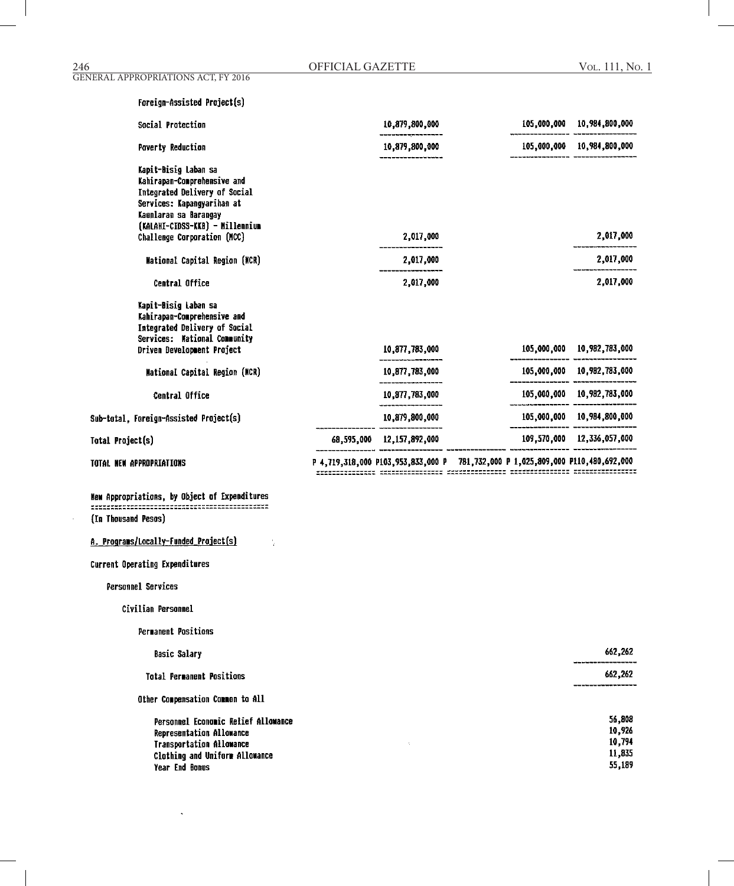Foreign-Assisted Project(s)

| | | | | | |
|---|---|---|---|---|---|
| Social Protection | | 10,879,800,000 | | 105,000,000 | 10,984,800,000 |
| Poverty Reduction | | 10,879,800,000 | | 105,000,000 | 10,984,800,000 |
| Kapit-Bisig Laban sa Kahirapan-Comprehensive and Integrated Delivery of Social Services: Kapangyarihan at Kaunlaran sa Barangay (KALAHI-CIDSS-KKB) - Millennium Challenge Corporation (MCC) | | 2,017,000 | | | 2,017,000 |
| National Capital Region (NCR) | | 2,017,000 | | | 2,017,000 |
| Central Office | | 2,017,000 | | | 2,017,000 |
| Kapit-Bisig Laban sa Kahirapan-Comprehensive and Integrated Delivery of Social Services: National Community Driven Development Project | | 10,877,783,000 | | 105,000,000 | 10,982,783,000 |
| National Capital Region (NCR) | | 10,877,783,000 | | 105,000,000 | 10,982,783,000 |
| Central Office | | 10,877,783,000 | | 105,000,000 | 10,982,783,000 |
| Sub-total, Foreign-Assisted Project(s) | | 10,879,800,000 | | 105,000,000 | 10,984,800,000 |
| Total Project(s) | 68,595,000 | 12,157,892,000 | | 109,570,000 | 12,336,057,000 |
| TOTAL NEW APPROPRIATIONS | P 4,719,318,000 | P103,953,833,000 | P 781,732,000 | P 1,025,809,000 | P110,480,692,000 |

New Appropriations, by Object of Expenditures

(In Thousand Pesos)

A. Programs/Locally-Funded Project(s)

Current Operating Expenditures

Personnel Services

Civilian Personnel

Permanent Positions

| | |
|---|---|
| Basic Salary | 662,262 |
| Total Permanent Positions | 662,262 |

Other Compensation Common to All

| | |
|---|---|
| Personnel Economic Relief Allowance | 56,808 |
| Representation Allowance | 10,926 |
| Transportation Allowance | 10,794 |
| Clothing and Uniform Allowance | 11,835 |
| Year End Bonus | 55,189 |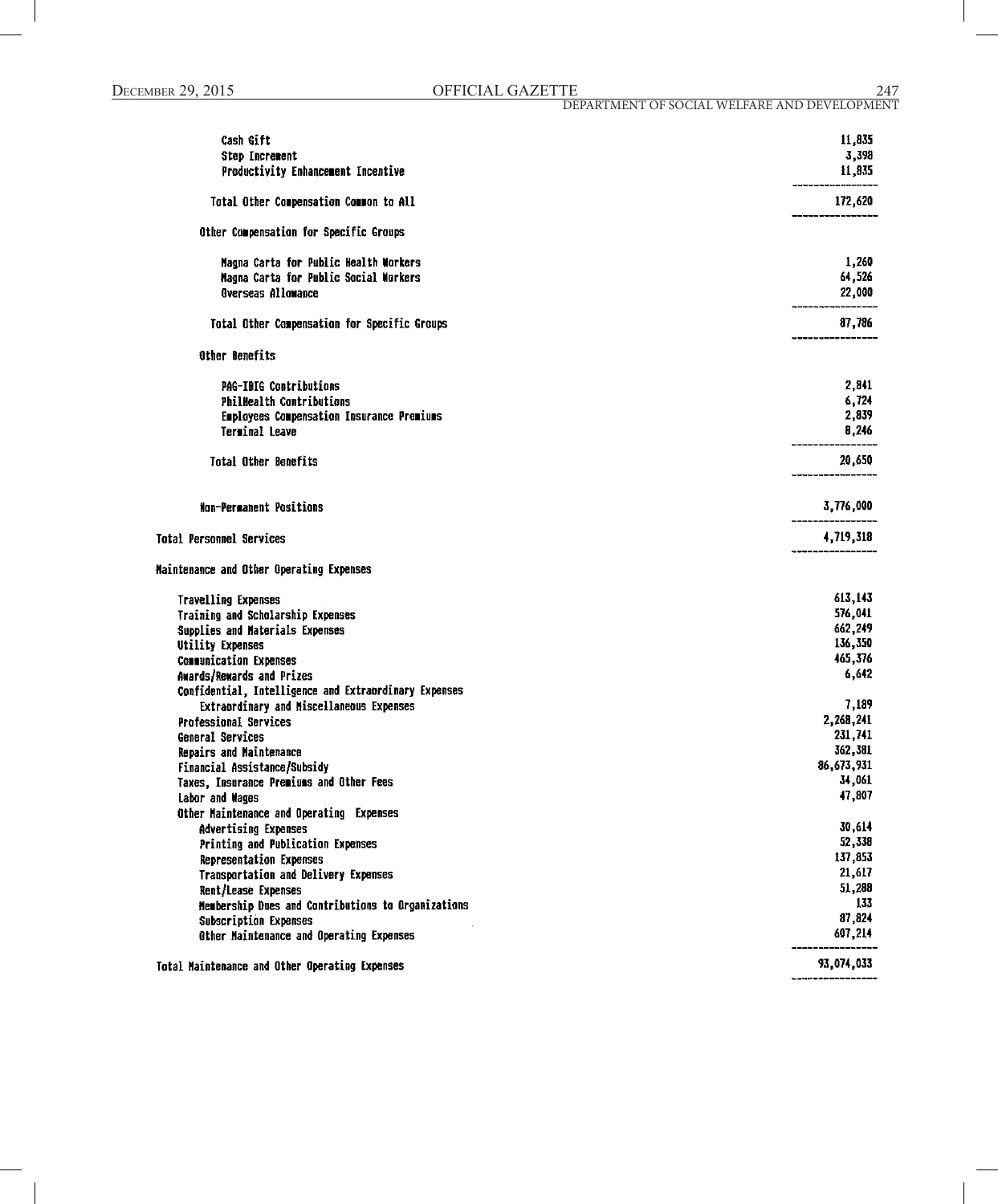| Item | Amount |
|---|---|
| Cash Gift | 11,835 |
| Step Increment | 3,398 |
| Productivity Enhancement Incentive | 11,835 |
| Total Other Compensation Common to All | 172,620 |
| Other Compensation for Specific Groups | |
| Magna Carta for Public Health Workers | 1,260 |
| Magna Carta for Public Social Workers | 64,526 |
| Overseas Allowance | 22,000 |
| Total Other Compensation for Specific Groups | 87,786 |
| Other Benefits | |
| PAG-IBIG Contributions | 2,841 |
| PhilHealth Contributions | 6,724 |
| Employees Compensation Insurance Premiums | 2,839 |
| Terminal Leave | 8,246 |
| Total Other Benefits | 20,650 |
| Non-Permanent Positions | 3,776,000 |
| Total Personnel Services | 4,719,318 |
| Maintenance and Other Operating Expenses | |
| Travelling Expenses | 613,143 |
| Training and Scholarship Expenses | 576,041 |
| Supplies and Materials Expenses | 662,249 |
| Utility Expenses | 136,350 |
| Communication Expenses | 465,376 |
| Awards/Rewards and Prizes | 6,642 |
| Confidential, Intelligence and Extraordinary Expenses | |
| Extraordinary and Miscellaneous Expenses | 7,189 |
| Professional Services | 2,268,241 |
| General Services | 231,741 |
| Repairs and Maintenance | 362,381 |
| Financial Assistance/Subsidy | 86,673,931 |
| Taxes, Insurance Premiums and Other Fees | 34,061 |
| Labor and Wages | 47,807 |
| Other Maintenance and Operating Expenses | |
| Advertising Expenses | 30,614 |
| Printing and Publication Expenses | 52,338 |
| Representation Expenses | 137,853 |
| Transportation and Delivery Expenses | 21,617 |
| Rent/Lease Expenses | 51,288 |
| Membership Dues and Contributions to Organizations | 133 |
| Subscription Expenses | 87,824 |
| Other Maintenance and Operating Expenses | 607,214 |
| Total Maintenance and Other Operating Expenses | 93,074,033 |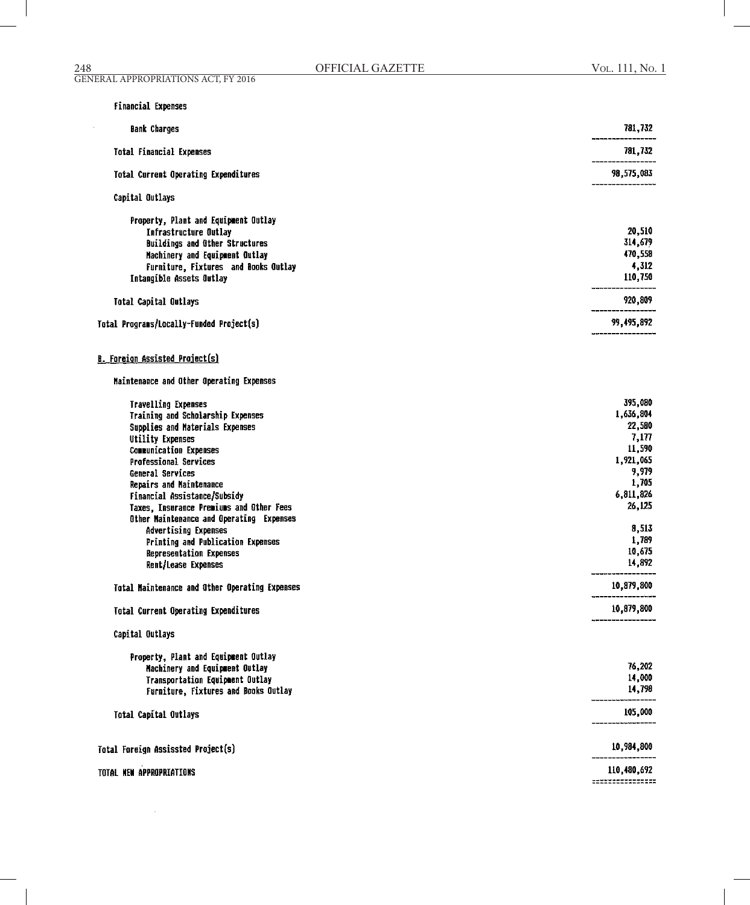| | |
|---|---|
| Financial Expenses | |
| Bank Charges | 781,732 |
| Total Financial Expenses | 781,732 |
| Total Current Operating Expenditures | 98,575,083 |
| Capital Outlays | |
| Property, Plant and Equipment Outlay | |
| Infrastructure Outlay | 20,510 |
| Buildings and Other Structures | 314,679 |
| Machinery and Equipment Outlay | 470,558 |
| Furniture, Fixtures and Books Outlay | 4,312 |
| Intangible Assets Outlay | 110,750 |
| Total Capital Outlays | 920,809 |
| Total Programs/Locally-Funded Project(s) | 99,495,892 |

**B. Foreign Assisted Project(s)**

| | |
|---|---|
| Maintenance and Other Operating Expenses | |
| Travelling Expenses | 395,080 |
| Training and Scholarship Expenses | 1,636,804 |
| Supplies and Materials Expenses | 22,580 |
| Utility Expenses | 7,177 |
| Communication Expenses | 11,590 |
| Professional Services | 1,921,065 |
| General Services | 9,979 |
| Repairs and Maintenance | 1,705 |
| Financial Assistance/Subsidy | 6,811,826 |
| Taxes, Insurance Premiums and Other Fees | 26,125 |
| Other Maintenance and Operating Expenses | |
| Advertising Expenses | 8,513 |
| Printing and Publication Expenses | 1,789 |
| Representation Expenses | 10,675 |
| Rent/Lease Expenses | 14,892 |
| Total Maintenance and Other Operating Expenses | 10,879,800 |
| Total Current Operating Expenditures | 10,879,800 |
| Capital Outlays | |
| Property, Plant and Equipment Outlay | |
| Machinery and Equipment Outlay | 76,202 |
| Transportation Equipment Outlay | 14,000 |
| Furniture, Fixtures and Books Outlay | 14,798 |
| Total Capital Outlays | 105,000 |
| Total Foreign Assissted Project(s) | 10,984,800 |
| TOTAL NEW APPROPRIATIONS | 110,480,692 |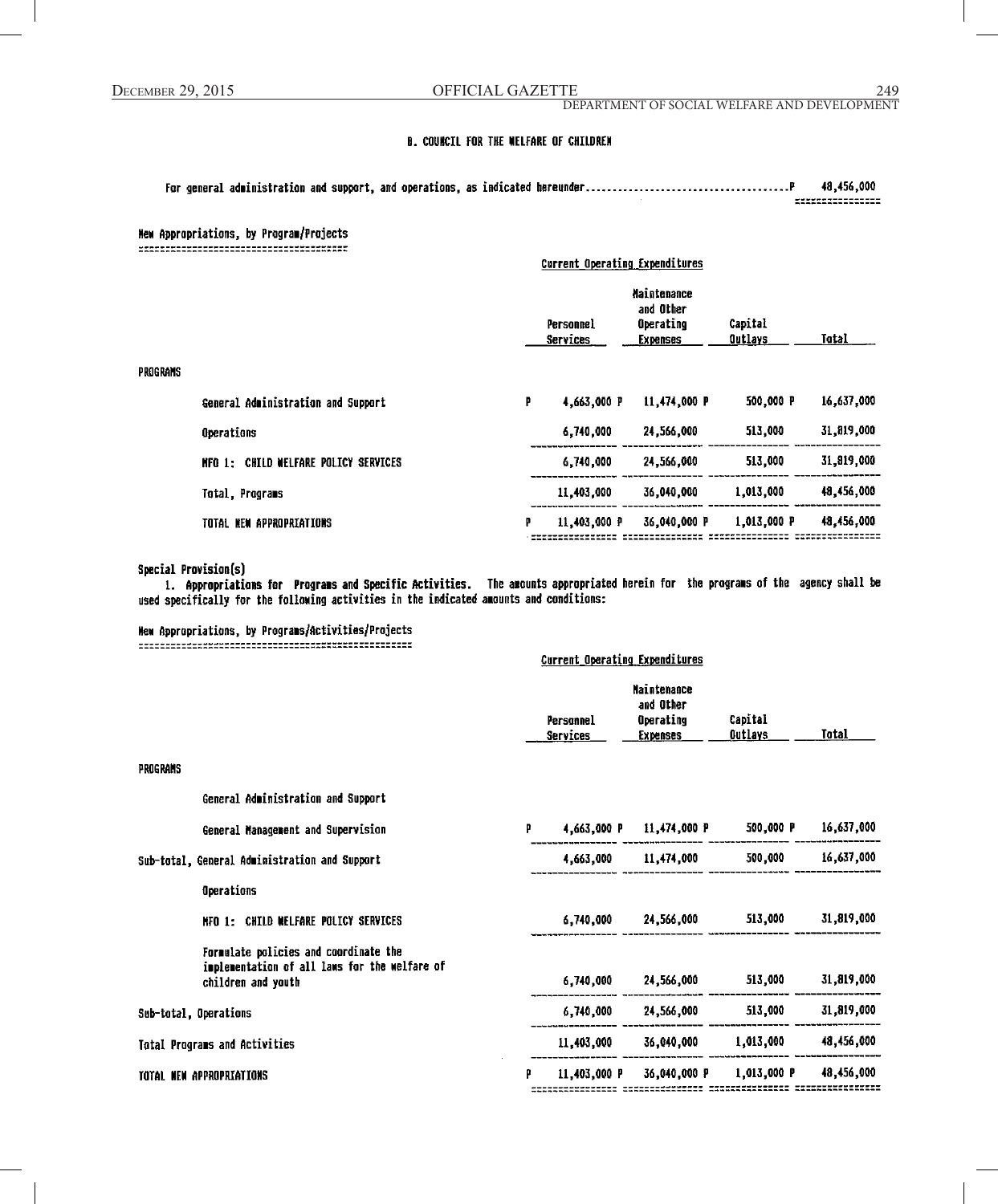## B. COUNCIL FOR THE WELFARE OF CHILDREN

For general administration and support, and operations, as indicated hereunder..........................................P 48,456,000

### New Appropriations, by Program/Projects

| | Current Operating Expenditures | | | |
|---|---|---|---|---|
| | Personnel Services | Maintenance and Other Operating Expenses | Capital Outlays | Total |
| **PROGRAMS** | | | | |
| General Administration and Support | P 4,663,000 P | 11,474,000 P | 500,000 P | 16,637,000 |
| Operations | 6,740,000 | 24,566,000 | 513,000 | 31,819,000 |
| MFO 1: CHILD WELFARE POLICY SERVICES | 6,740,000 | 24,566,000 | 513,000 | 31,819,000 |
| Total, Programs | 11,403,000 | 36,040,000 | 1,013,000 | 48,456,000 |
| TOTAL NEW APPROPRIATIONS | P 11,403,000 P | 36,040,000 P | 1,013,000 P | 48,456,000 |

### Special Provision(s)

1. **Appropriations for Programs and Specific Activities.** The amounts appropriated herein for the programs of the agency shall be used specifically for the following activities in the indicated amounts and conditions:

### New Appropriations, by Programs/Activities/Projects

| | Current Operating Expenditures | | | |
|---|---|---|---|---|
| | Personnel Services | Maintenance and Other Operating Expenses | Capital Outlays | Total |
| **PROGRAMS** | | | | |
| General Administration and Support | | | | |
| General Management and Supervision | P 4,663,000 P | 11,474,000 P | 500,000 P | 16,637,000 |
| Sub-total, General Administration and Support | 4,663,000 | 11,474,000 | 500,000 | 16,637,000 |
| Operations | | | | |
| MFO 1: CHILD WELFARE POLICY SERVICES | 6,740,000 | 24,566,000 | 513,000 | 31,819,000 |
| Formulate policies and coordinate the implementation of all laws for the welfare of children and youth | 6,740,000 | 24,566,000 | 513,000 | 31,819,000 |
| Sub-total, Operations | 6,740,000 | 24,566,000 | 513,000 | 31,819,000 |
| Total Programs and Activities | 11,403,000 | 36,040,000 | 1,013,000 | 48,456,000 |
| TOTAL NEW APPROPRIATIONS | P 11,403,000 P | 36,040,000 P | 1,013,000 P | 48,456,000 |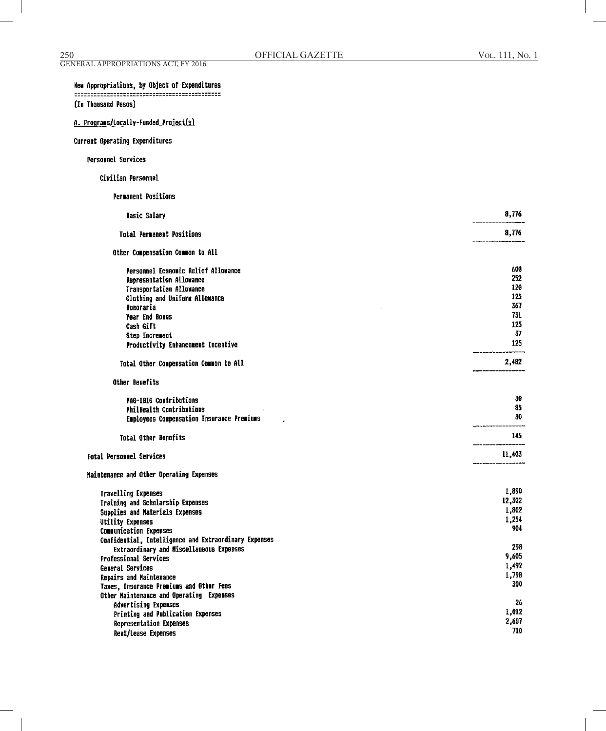New Appropriations, by Object of Expenditures

(In Thousand Pesos)

A. Programs/Locally-Funded Project(s)

Current Operating Expenditures

Personnel Services

Civilian Personnel

Permanent Positions

| | |
|---|---|
| Basic Salary | 8,776 |
| Total Permanent Positions | 8,776 |

Other Compensation Common to All

| | |
|---|---|
| Personnel Economic Relief Allowance | 600 |
| Representation Allowance | 252 |
| Transportation Allowance | 120 |
| Clothing and Uniform Allowance | 125 |
| Honoraria | 367 |
| Year End Bonus | 731 |
| Cash Gift | 125 |
| Step Increment | 37 |
| Productivity Enhancement Incentive | 125 |
| Total Other Compensation Common to All | 2,482 |

Other Benefits

| | |
|---|---|
| PAG-IBIG Contributions | 30 |
| PhilHealth Contributions | 85 |
| Employees Compensation Insurance Premiums | 30 |
| Total Other Benefits | 145 |
| Total Personnel Services | 11,403 |

Maintenance and Other Operating Expenses

| | |
|---|---|
| Travelling Expenses | 1,890 |
| Training and Scholarship Expenses | 12,302 |
| Supplies and Materials Expenses | 1,802 |
| Utility Expenses | 1,254 |
| Communication Expenses | 904 |
| Confidential, Intelligence and Extraordinary Expenses | |
| Extraordinary and Miscellaneous Expenses | 298 |
| Professional Services | 9,605 |
| General Services | 1,492 |
| Repairs and Maintenance | 1,798 |
| Taxes, Insurance Premiums and Other Fees | 300 |
| Other Maintenance and Operating Expenses | |
| Advertising Expenses | 26 |
| Printing and Publication Expenses | 1,012 |
| Representation Expenses | 2,607 |
| Rent/Lease Expenses | 710 |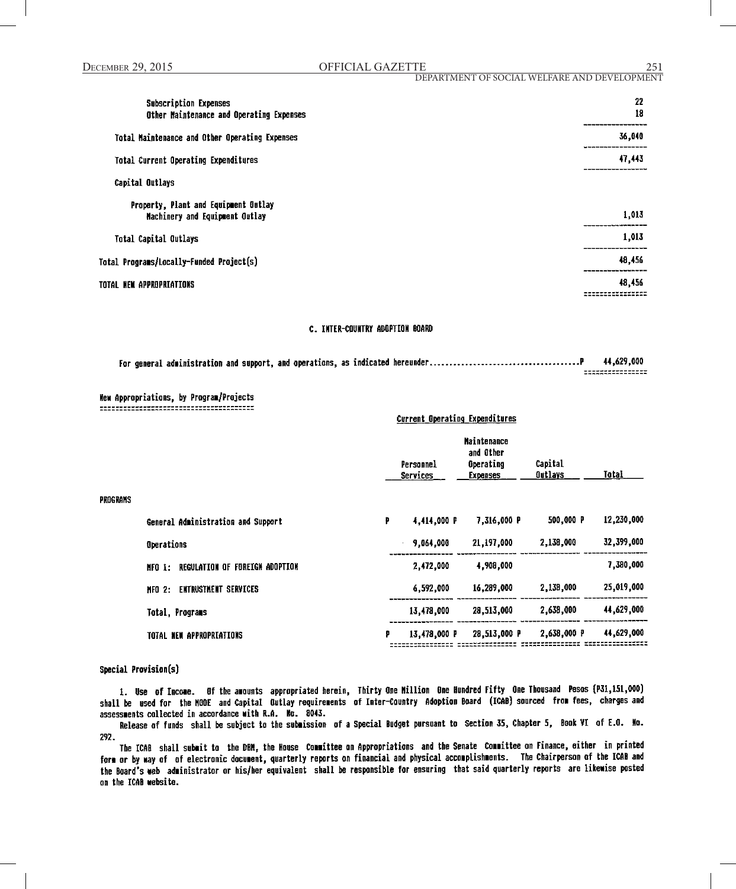| | |
|---|---:|
| Subscription Expenses | 22 |
| Other Maintenance and Operating Expenses | 18 |
| Total Maintenance and Other Operating Expenses | 36,040 |
| Total Current Operating Expenditures | 47,443 |
| Capital Outlays | |
| Property, Plant and Equipment Outlay | |
| Machinery and Equipment Outlay | 1,013 |
| Total Capital Outlays | 1,013 |
| Total Programs/Locally-Funded Project(s) | 48,456 |
| TOTAL NEW APPROPRIATIONS | 48,456 |

## C. INTER-COUNTRY ADOPTION BOARD

For general administration and support, and operations, as indicated hereunder....................................P 44,629,000

### New Appropriations, by Program/Projects

| | Current Operating Expenditures | | | |
|---|---:|---:|---:|---:|
| | Personnel Services | Maintenance and Other Operating Expenses | Capital Outlays | Total |
| PROGRAMS | | | | |
| General Administration and Support | P 4,414,000 P | 7,316,000 P | 500,000 P | 12,230,000 |
| Operations | 9,064,000 | 21,197,000 | 2,138,000 | 32,399,000 |
| MFO 1: REGULATION OF FOREIGN ADOPTION | 2,472,000 | 4,908,000 | | 7,380,000 |
| MFO 2: ENTRUSTMENT SERVICES | 6,592,000 | 16,289,000 | 2,138,000 | 25,019,000 |
| Total, Programs | 13,478,000 | 28,513,000 | 2,638,000 | 44,629,000 |
| TOTAL NEW APPROPRIATIONS | P 13,478,000 P | 28,513,000 P | 2,638,000 P | 44,629,000 |

### Special Provision(s)

1. Use of Income. Of the amounts appropriated herein, Thirty One Million One Hundred Fifty One Thousand Pesos (P31,151,000) shall be used for the MOOE and Capital Outlay requirements of Inter-Country Adoption Board (ICAB) sourced from fees, charges and assessments collected in accordance with R.A. No. 8043.

Release of funds shall be subject to the submission of a Special Budget pursuant to Section 35, Chapter 5, Book VI of E.O. No. 292.

The ICAB shall submit to the DBM, the House Committee on Appropriations and the Senate Committee on Finance, either in printed form or by way of of electronic document, quarterly reports on financial and physical accomplishments. The Chairperson of the ICAB and the Board's web administrator or his/her equivalent shall be responsible for ensuring that said quarterly reports are likewise posted on the ICAB website.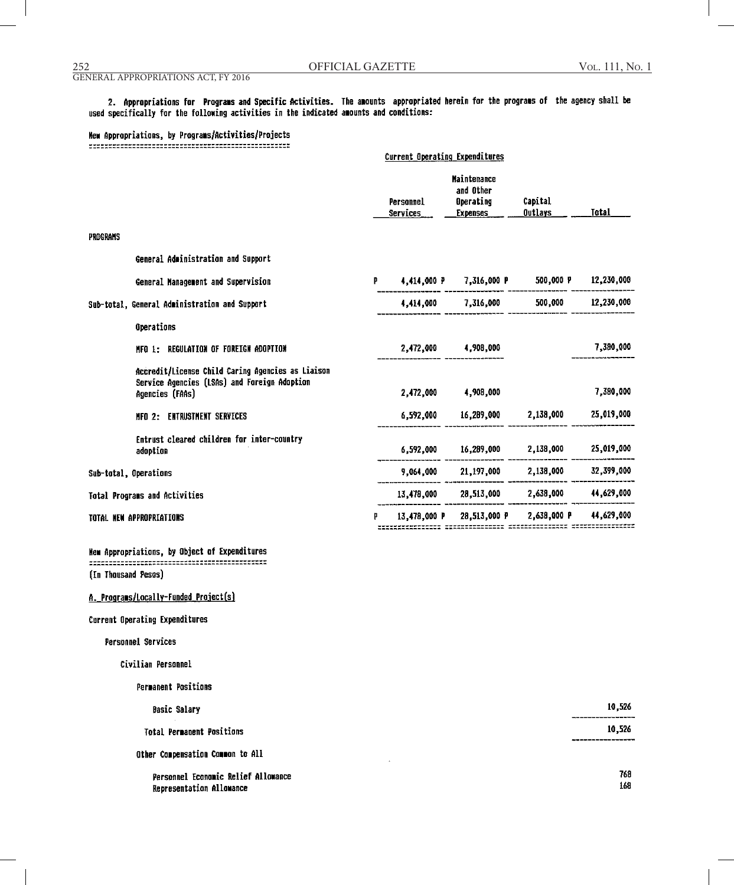2. **Appropriations for Programs and Specific Activities.** The amounts appropriated herein for the programs of the agency shall be used specifically for the following activities in the indicated amounts and conditions:

New Appropriations, by Programs/Activities/Projects

| | Current Operating Expenditures | | | |
|---|---|---|---|---|
| | Personnel Services | Maintenance and Other Operating Expenses | Capital Outlays | Total |
| **PROGRAMS** | | | | |
| General Administration and Support | | | | |
| General Management and Supervision | P 4,414,000 P | 7,316,000 P | 500,000 P | 12,230,000 |
| Sub-total, General Administration and Support | 4,414,000 | 7,316,000 | 500,000 | 12,230,000 |
| Operations | | | | |
| MFO 1: REGULATION OF FOREIGN ADOPTION | 2,472,000 | 4,908,000 | | 7,380,000 |
| Accredit/License Child Caring Agencies as Liaison Service Agencies (LSAs) and Foreign Adoption Agencies (FAAs) | 2,472,000 | 4,908,000 | | 7,380,000 |
| MFO 2: ENTRUSTMENT SERVICES | 6,592,000 | 16,289,000 | 2,138,000 | 25,019,000 |
| Entrust cleared children for inter-country adoption | 6,592,000 | 16,289,000 | 2,138,000 | 25,019,000 |
| Sub-total, Operations | 9,064,000 | 21,197,000 | 2,138,000 | 32,399,000 |
| Total Programs and Activities | 13,478,000 | 28,513,000 | 2,638,000 | 44,629,000 |
| TOTAL NEW APPROPRIATIONS | P 13,478,000 P | 28,513,000 P | 2,638,000 P | 44,629,000 |

New Appropriations, by Object of Expenditures

(In Thousand Pesos)

A. Programs/Locally-Funded Project(s)

Current Operating Expenditures

Personnel Services

Civilian Personnel

Permanent Positions

| | |
|---|---|
| Basic Salary | 10,526 |
| Total Permanent Positions | 10,526 |

Other Compensation Common to All

| | |
|---|---|
| Personnel Economic Relief Allowance | 768 |
| Representation Allowance | 168 |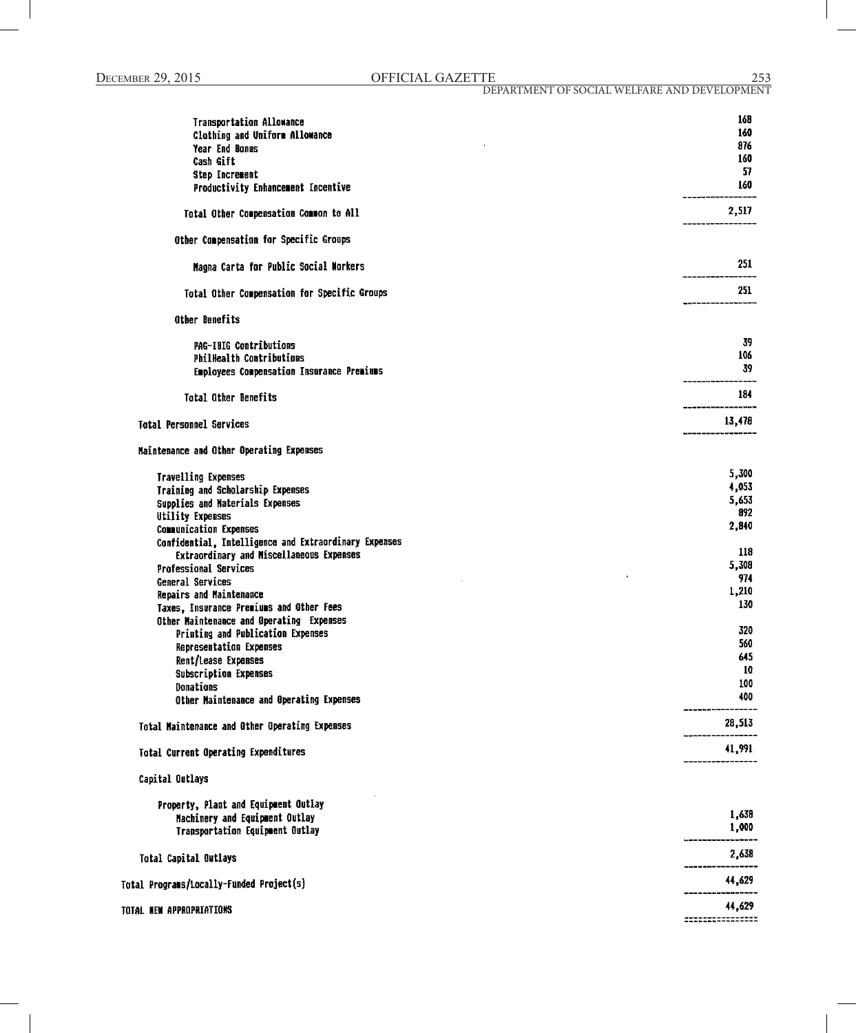| | |
|---|---:|
| Transportation Allowance | 168 |
| Clothing and Uniform Allowance | 160 |
| Year End Bonus | 876 |
| Cash Gift | 160 |
| Step Increment | 57 |
| Productivity Enhancement Incentive | 160 |
| Total Other Compensation Common to All | 2,517 |
| Other Compensation for Specific Groups | |
| Magna Carta for Public Social Workers | 251 |
| Total Other Compensation for Specific Groups | 251 |
| Other Benefits | |
| PAG-IBIG Contributions | 39 |
| PhilHealth Contributions | 106 |
| Employees Compensation Insurance Premiums | 39 |
| Total Other Benefits | 184 |
| Total Personnel Services | 13,478 |
| Maintenance and Other Operating Expenses | |
| Travelling Expenses | 5,300 |
| Training and Scholarship Expenses | 4,053 |
| Supplies and Materials Expenses | 5,653 |
| Utility Expenses | 892 |
| Communication Expenses | 2,840 |
| Confidential, Intelligence and Extraordinary Expenses | |
| Extraordinary and Miscellaneous Expenses | 118 |
| Professional Services | 5,308 |
| General Services | 974 |
| Repairs and Maintenance | 1,210 |
| Taxes, Insurance Premiums and Other Fees | 130 |
| Other Maintenance and Operating Expenses | |
| Printing and Publication Expenses | 320 |
| Representation Expenses | 560 |
| Rent/Lease Expenses | 645 |
| Subscription Expenses | 10 |
| Donations | 100 |
| Other Maintenance and Operating Expenses | 400 |
| Total Maintenance and Other Operating Expenses | 28,513 |
| Total Current Operating Expenditures | 41,991 |
| Capital Outlays | |
| Property, Plant and Equipment Outlay | |
| Machinery and Equipment Outlay | 1,638 |
| Transportation Equipment Outlay | 1,000 |
| Total Capital Outlays | 2,638 |
| Total Programs/Locally-Funded Project(s) | 44,629 |
| TOTAL NEW APPROPRIATIONS | 44,629 |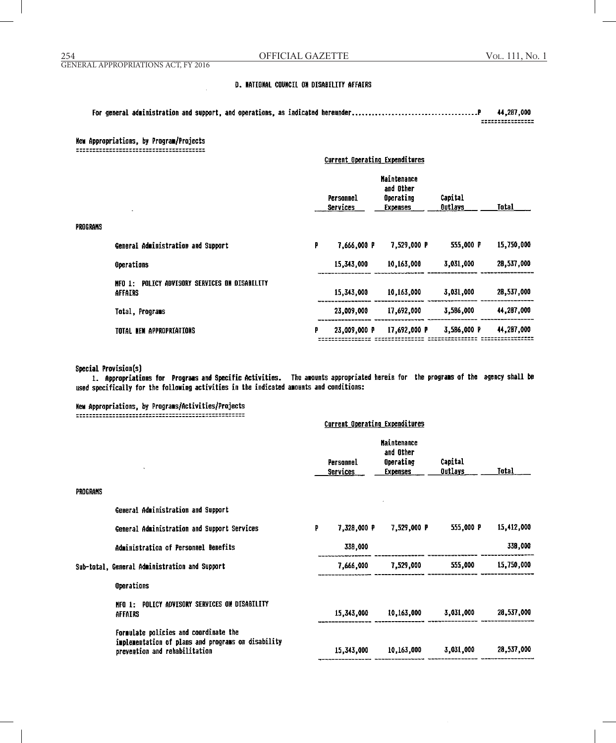## D. NATIONAL COUNCIL ON DISABILITY AFFAIRS

For general administration and support, and operations, as indicated hereunder.......................................P 44,287,000

### New Appropriations, by Program/Projects

| | Personnel Services | Maintenance and Other Operating Expenses | Capital Outlays | Total |
|---|---|---|---|---|
| | Current Operating Expenditures | | | |
| **PROGRAMS** | | | | |
| General Administration and Support | P 7,666,000 | P 7,529,000 | P 555,000 | P 15,750,000 |
| Operations | 15,343,000 | 10,163,000 | 3,031,000 | 28,537,000 |
| MFO 1: POLICY ADVISORY SERVICES ON DISABILITY AFFAIRS | 15,343,000 | 10,163,000 | 3,031,000 | 28,537,000 |
| Total, Programs | 23,009,000 | 17,692,000 | 3,586,000 | 44,287,000 |
| TOTAL NEW APPROPRIATIONS | P 23,009,000 | P 17,692,000 | P 3,586,000 | P 44,287,000 |

### Special Provision(s)

1. **Appropriations for Programs and Specific Activities.** The amounts appropriated herein for the programs of the agency shall be used specifically for the following activities in the indicated amounts and conditions:

### New Appropriations, by Programs/Activities/Projects

| | Personnel Services | Maintenance and Other Operating Expenses | Capital Outlays | Total |
|---|---|---|---|---|
| | Current Operating Expenditures | | | |
| **PROGRAMS** | | | | |
| General Administration and Support | | | | |
| General Administration and Support Services | P 7,328,000 | P 7,529,000 | P 555,000 | P 15,412,000 |
| Administration of Personnel Benefits | 338,000 | | | 338,000 |
| Sub-total, General Administration and Support | 7,666,000 | 7,529,000 | 555,000 | 15,750,000 |
| Operations | | | | |
| MFO 1: POLICY ADVISORY SERVICES ON DISABILITY AFFAIRS | 15,343,000 | 10,163,000 | 3,031,000 | 28,537,000 |
| Formulate policies and coordinate the implementation of plans and programs on disability prevention and rehabilitation | 15,343,000 | 10,163,000 | 3,031,000 | 28,537,000 |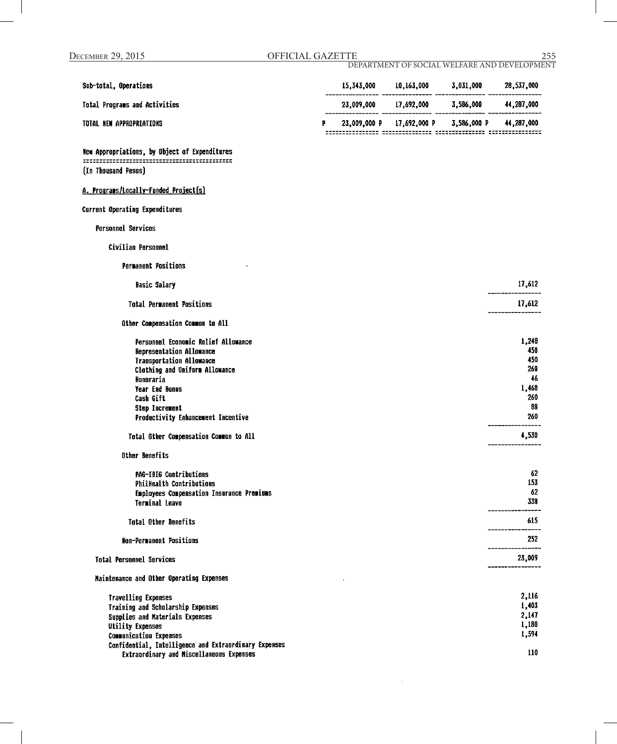| | | | | |
|---|---|---|---|---|
| Sub-total, Operations | 15,343,000 | 10,163,000 | 3,031,000 | 28,537,000 |
| Total Programs and Activities | 23,009,000 | 17,692,000 | 3,586,000 | 44,287,000 |
| TOTAL NEW APPROPRIATIONS | P 23,009,000 | P 17,692,000 | P 3,586,000 | P 44,287,000 |

New Appropriations, by Object of Expenditures

(In Thousand Pesos)

A. Programs/Locally-Funded Project(s)

Current Operating Expenditures

Personnel Services

Civilian Personnel

Permanent Positions

| | |
|---|---|
| Basic Salary | 17,612 |
| Total Permanent Positions | 17,612 |

Other Compensation Common to All

| | |
|---|---|
| Personnel Economic Relief Allowance | 1,248 |
| Representation Allowance | 450 |
| Transportation Allowance | 450 |
| Clothing and Uniform Allowance | 260 |
| Honoraria | 46 |
| Year End Bonus | 1,468 |
| Cash Gift | 260 |
| Step Increment | 88 |
| Productivity Enhancement Incentive | 260 |
| Total Other Compensation Common to All | 4,530 |

Other Benefits

| | |
|---|---|
| PAG-IBIG Contributions | 62 |
| PhilHealth Contributions | 153 |
| Employees Compensation Insurance Premiums | 62 |
| Terminal Leave | 338 |
| Total Other Benefits | 615 |
| Non-Permanent Positions | 252 |
| Total Personnel Services | 23,009 |

Maintenance and Other Operating Expenses

| | |
|---|---|
| Travelling Expenses | 2,116 |
| Training and Scholarship Expenses | 1,403 |
| Supplies and Materials Expenses | 2,147 |
| Utility Expenses | 1,180 |
| Communication Expenses | 1,594 |
| Confidential, Intelligence and Extraordinary Expenses | |
| Extraordinary and Miscellaneous Expenses | 110 |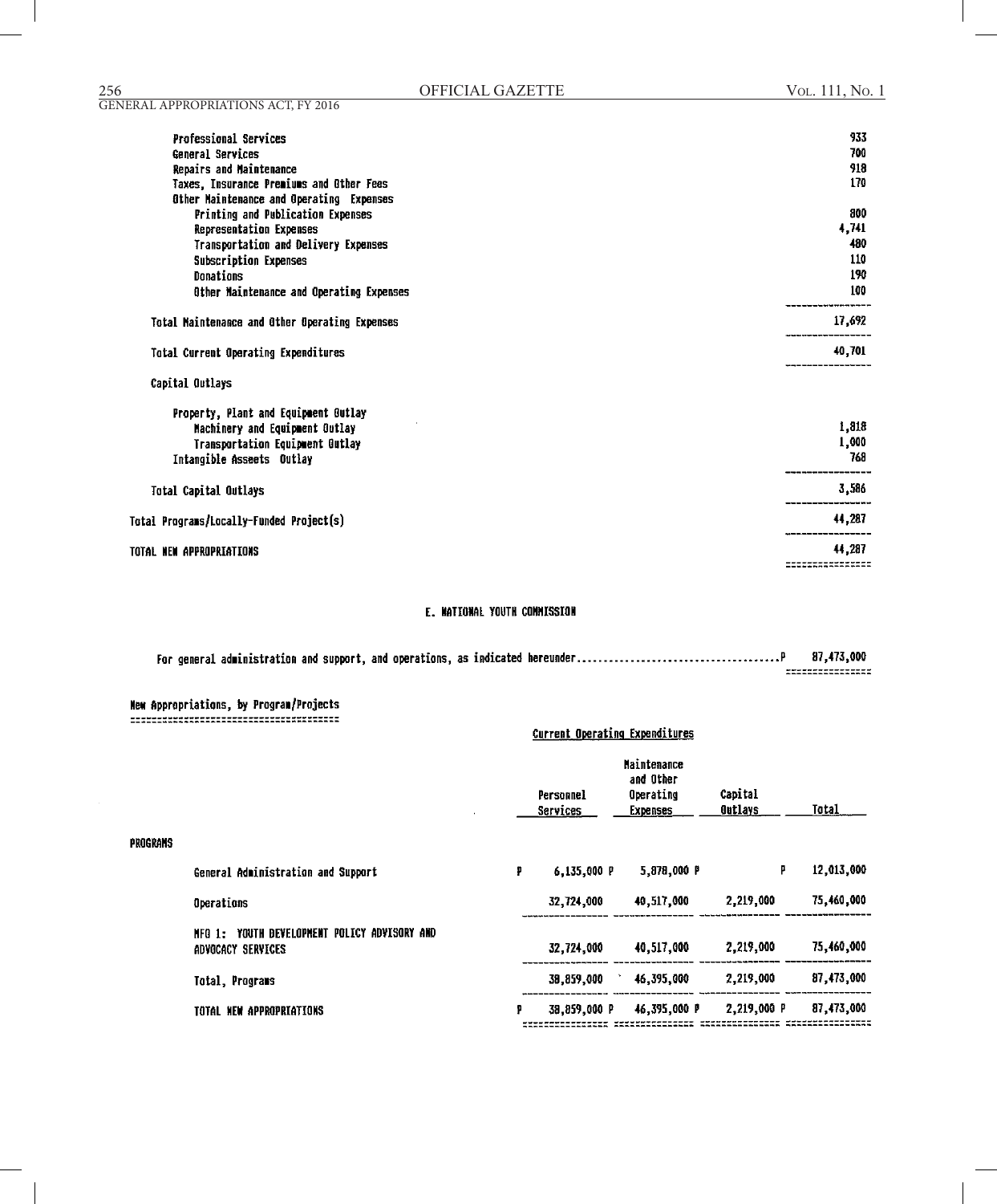| | |
|---|---|
| Professional Services | 933 |
| General Services | 700 |
| Repairs and Maintenance | 918 |
| Taxes, Insurance Premiums and Other Fees | 170 |
| Other Maintenance and Operating Expenses | |
| Printing and Publication Expenses | 800 |
| Representation Expenses | 4,741 |
| Transportation and Delivery Expenses | 480 |
| Subscription Expenses | 110 |
| Donations | 190 |
| Other Maintenance and Operating Expenses | 100 |
| Total Maintenance and Other Operating Expenses | 17,692 |
| Total Current Operating Expenditures | 40,701 |
| Capital Outlays | |
| Property, Plant and Equipment Outlay | |
| Machinery and Equipment Outlay | 1,818 |
| Transportation Equipment Outlay | 1,000 |
| Intangible Asseets Outlay | 768 |
| Total Capital Outlays | 3,586 |
| Total Programs/Locally-Funded Project(s) | 44,287 |
| TOTAL NEW APPROPRIATIONS | 44,287 |

## E. NATIONAL YOUTH COMMISSION

For general administration and support, and operations, as indicated hereunder.......................................P 87,473,000

### New Appropriations, by Program/Projects

| | Current Operating Expenditures | | | |
|---|---|---|---|---|
| | Personnel Services | Maintenance and Other Operating Expenses | Capital Outlays | Total |
| **PROGRAMS** | | | | |
| General Administration and Support | P 6,135,000 | P 5,878,000 | P | P 12,013,000 |
| Operations | 32,724,000 | 40,517,000 | 2,219,000 | 75,460,000 |
| MFO 1: YOUTH DEVELOPMENT POLICY ADVISORY AND ADVOCACY SERVICES | 32,724,000 | 40,517,000 | 2,219,000 | 75,460,000 |
| Total, Programs | 38,859,000 | 46,395,000 | 2,219,000 | 87,473,000 |
| TOTAL NEW APPROPRIATIONS | P 38,859,000 | P 46,395,000 | P 2,219,000 | P 87,473,000 |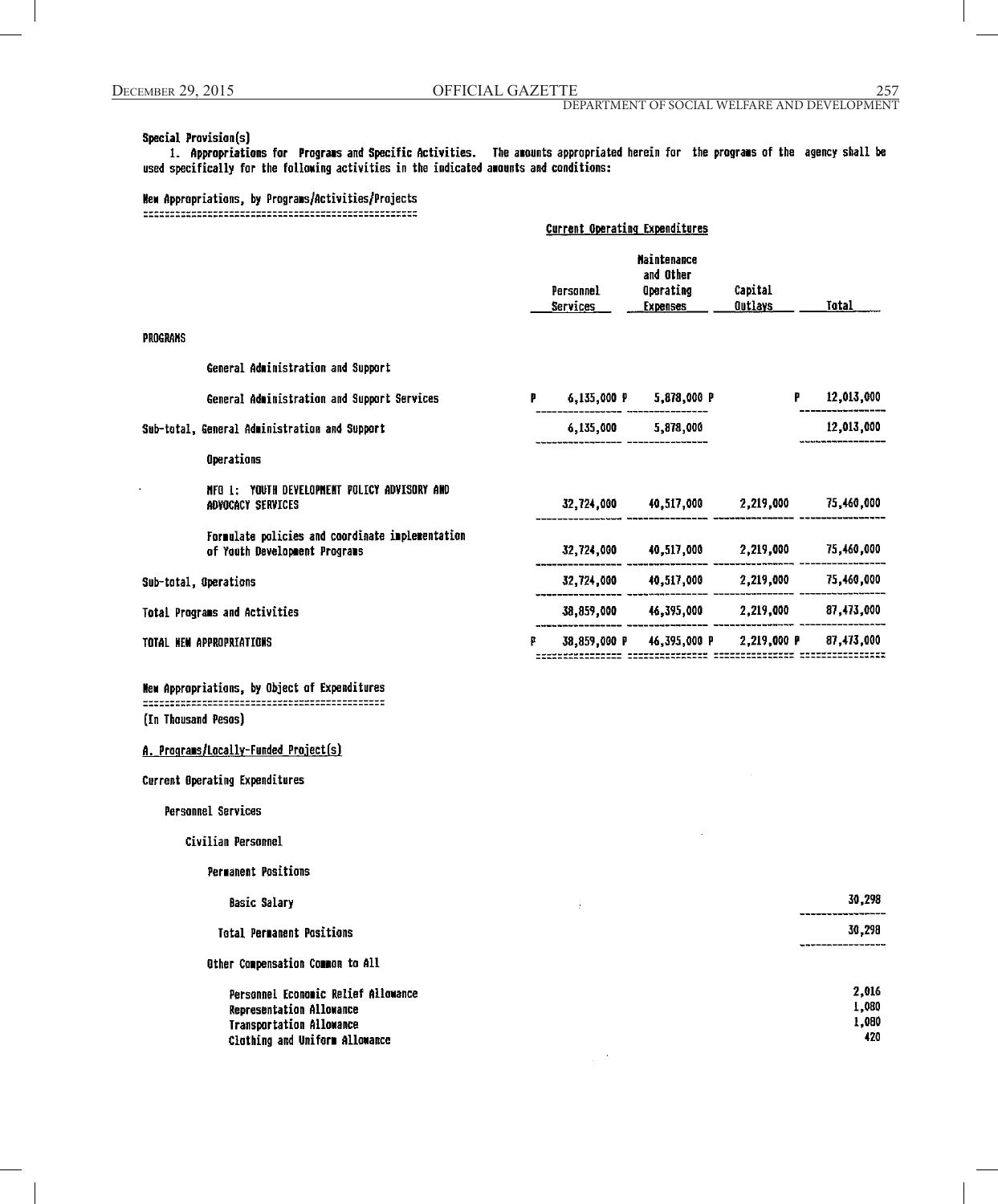**Special Provision(s)**

1. **Appropriations for Programs and Specific Activities.** The amounts appropriated herein for the programs of the agency shall be used specifically for the following activities in the indicated amounts and conditions:

**New Appropriations, by Programs/Activities/Projects**

| | Current Operating Expenditures | | | |
|---|---|---|---|---|
| | Personnel Services | Maintenance and Other Operating Expenses | Capital Outlays | Total |
| PROGRAMS | | | | |
| General Administration and Support | | | | |
| General Administration and Support Services | P 6,135,000 | P 5,878,000 | P | 12,013,000 |
| Sub-total, General Administration and Support | 6,135,000 | 5,878,000 | | 12,013,000 |
| Operations | | | | |
| MFO 1: YOUTH DEVELOPMENT POLICY ADVISORY AND ADVOCACY SERVICES | 32,724,000 | 40,517,000 | 2,219,000 | 75,460,000 |
| Formulate policies and coordinate implementation of Youth Development Programs | 32,724,000 | 40,517,000 | 2,219,000 | 75,460,000 |
| Sub-total, Operations | 32,724,000 | 40,517,000 | 2,219,000 | 75,460,000 |
| Total Programs and Activities | 38,859,000 | 46,395,000 | 2,219,000 | 87,473,000 |
| TOTAL NEW APPROPRIATIONS | P 38,859,000 | P 46,395,000 | P 2,219,000 | P 87,473,000 |

**New Appropriations, by Object of Expenditures**

(In Thousand Pesos)

A. Programs/Locally-Funded Project(s)

Current Operating Expenditures

Personnel Services

Civilian Personnel

Permanent Positions

| | |
|---|---|
| Basic Salary | 30,298 |
| Total Permanent Positions | 30,298 |

Other Compensation Common to All

| | |
|---|---|
| Personnel Economic Relief Allowance | 2,016 |
| Representation Allowance | 1,080 |
| Transportation Allowance | 1,080 |
| Clothing and Uniform Allowance | 420 |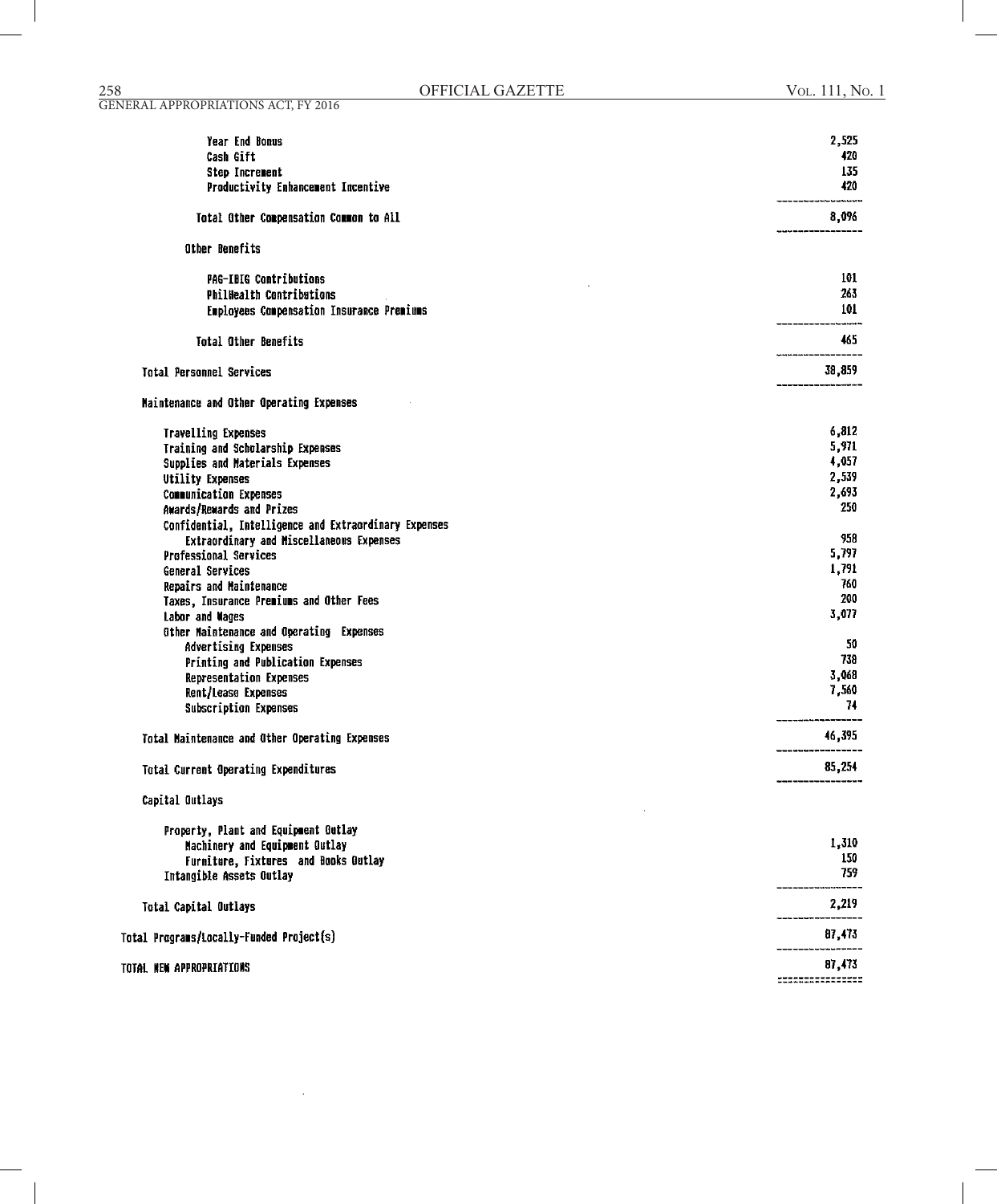| Item | Amount |
|---|---|
| Year End Bonus | 2,525 |
| Cash Gift | 420 |
| Step Increment | 135 |
| Productivity Enhancement Incentive | 420 |
| Total Other Compensation Common to All | 8,096 |
| **Other Benefits** | |
| PAG-IBIG Contributions | 101 |
| PhilHealth Contributions | 263 |
| Employees Compensation Insurance Premiums | 101 |
| Total Other Benefits | 465 |
| Total Personnel Services | 38,859 |
| **Maintenance and Other Operating Expenses** | |
| Travelling Expenses | 6,812 |
| Training and Scholarship Expenses | 5,971 |
| Supplies and Materials Expenses | 4,057 |
| Utility Expenses | 2,539 |
| Communication Expenses | 2,693 |
| Awards/Rewards and Prizes | 250 |
| Confidential, Intelligence and Extraordinary Expenses | |
| Extraordinary and Miscellaneous Expenses | 958 |
| Professional Services | 5,797 |
| General Services | 1,791 |
| Repairs and Maintenance | 760 |
| Taxes, Insurance Premiums and Other Fees | 200 |
| Labor and Wages | 3,077 |
| Other Maintenance and Operating Expenses | |
| Advertising Expenses | 50 |
| Printing and Publication Expenses | 738 |
| Representation Expenses | 3,068 |
| Rent/Lease Expenses | 7,560 |
| Subscription Expenses | 74 |
| Total Maintenance and Other Operating Expenses | 46,395 |
| Total Current Operating Expenditures | 85,254 |
| **Capital Outlays** | |
| Property, Plant and Equipment Outlay | |
| Machinery and Equipment Outlay | 1,310 |
| Furniture, Fixtures and Books Outlay | 150 |
| Intangible Assets Outlay | 759 |
| Total Capital Outlays | 2,219 |
| Total Programs/Locally-Funded Project(s) | 87,473 |
| TOTAL NEW APPROPRIATIONS | 87,473 |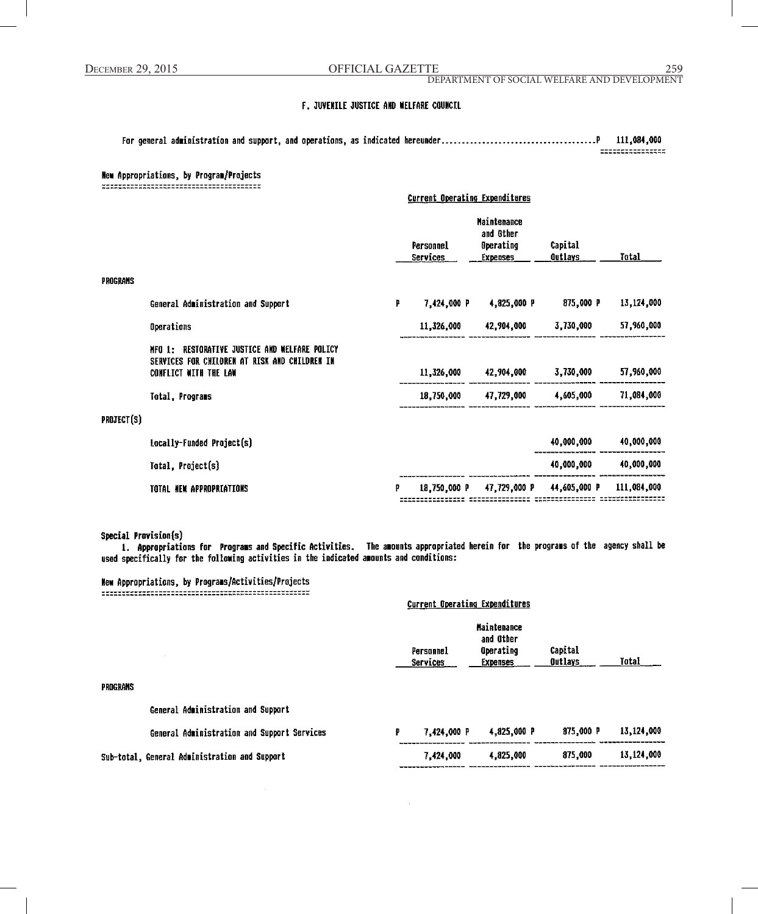### F. JUVENILE JUSTICE AND WELFARE COUNCIL

For general administration and support, and operations, as indicated hereunder.......................................P 111,084,000

**New Appropriations, by Program/Projects**

| | Current Operating Expenditures | | | |
|---|---|---|---|---|
| | Personnel Services | Maintenance and Other Operating Expenses | Capital Outlays | Total |
| **PROGRAMS** | | | | |
| General Administration and Support | P 7,424,000 P | 4,825,000 P | 875,000 P | 13,124,000 |
| Operations | 11,326,000 | 42,904,000 | 3,730,000 | 57,960,000 |
| MFO 1: RESTORATIVE JUSTICE AND WELFARE POLICY SERVICES FOR CHILDREN AT RISK AND CHILDREN IN CONFLICT WITH THE LAW | 11,326,000 | 42,904,000 | 3,730,000 | 57,960,000 |
| Total, Programs | 18,750,000 | 47,729,000 | 4,605,000 | 71,084,000 |
| **PROJECT(S)** | | | | |
| Locally-Funded Project(s) | | | 40,000,000 | 40,000,000 |
| Total, Project(s) | | | 40,000,000 | 40,000,000 |
| TOTAL NEW APPROPRIATIONS | P 18,750,000 P | 47,729,000 P | 44,605,000 P | 111,084,000 |

**Special Provision(s)**

1. **Appropriations for Programs and Specific Activities.** The amounts appropriated herein for the programs of the agency shall be used specifically for the following activities in the indicated amounts and conditions:

**New Appropriations, by Programs/Activities/Projects**

| | Current Operating Expenditures | | | |
|---|---|---|---|---|
| | Personnel Services | Maintenance and Other Operating Expenses | Capital Outlays | Total |
| **PROGRAMS** | | | | |
| General Administration and Support | | | | |
| General Administration and Support Services | P 7,424,000 P | 4,825,000 P | 875,000 P | 13,124,000 |
| Sub-total, General Administration and Support | 7,424,000 | 4,825,000 | 875,000 | 13,124,000 |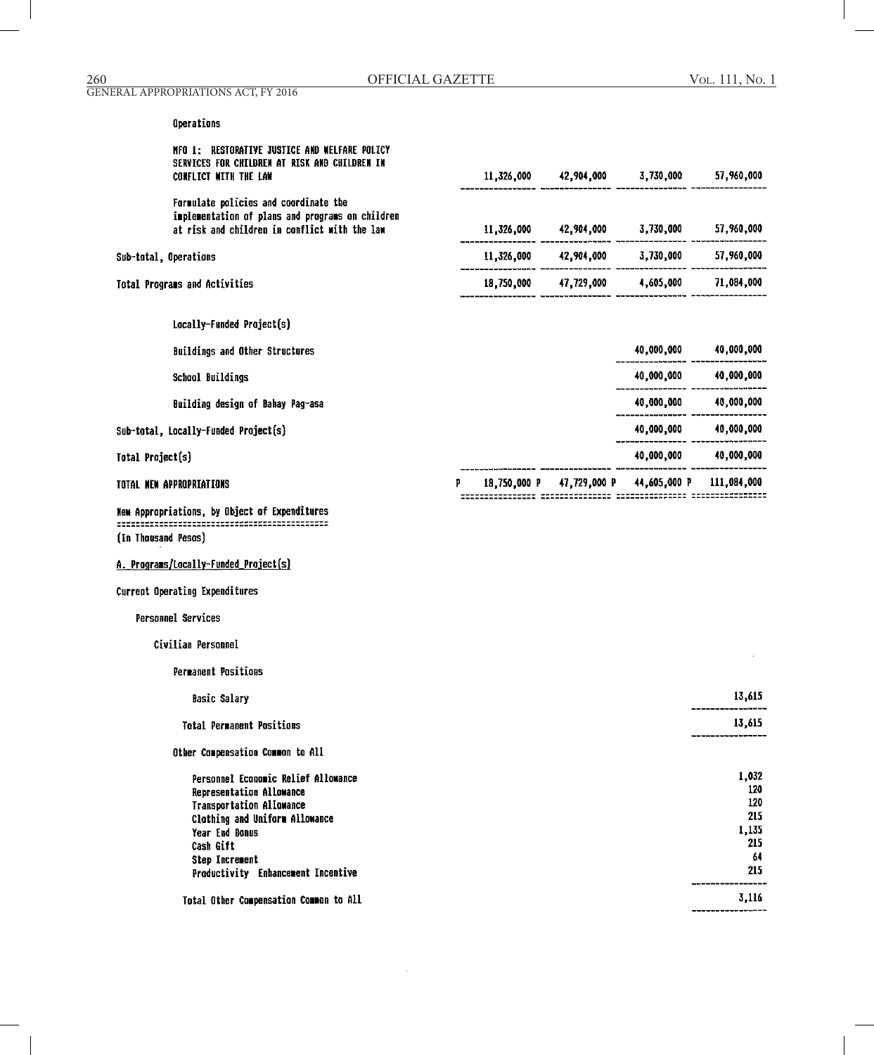| | | | | |
|---|---|---|---|---|
| Operations | | | | |
| MFO 1: RESTORATIVE JUSTICE AND WELFARE POLICY SERVICES FOR CHILDREN AT RISK AND CHILDREN IN CONFLICT WITH THE LAW | 11,326,000 | 42,904,000 | 3,730,000 | 57,960,000 |
| Formulate policies and coordinate the implementation of plans and programs on children at risk and children in conflict with the law | 11,326,000 | 42,904,000 | 3,730,000 | 57,960,000 |
| Sub-total, Operations | 11,326,000 | 42,904,000 | 3,730,000 | 57,960,000 |
| Total Programs and Activities | 18,750,000 | 47,729,000 | 4,605,000 | 71,084,000 |
| Locally-Funded Project(s) | | | | |
| Buildings and Other Structures | | | 40,000,000 | 40,000,000 |
| School Buildings | | | 40,000,000 | 40,000,000 |
| Building design of Bahay Pag-asa | | | 40,000,000 | 40,000,000 |
| Sub-total, Locally-Funded Project(s) | | | 40,000,000 | 40,000,000 |
| Total Project(s) | | | 40,000,000 | 40,000,000 |
| TOTAL NEW APPROPRIATIONS | P 18,750,000 | P 47,729,000 | P 44,605,000 | P 111,084,000 |

New Appropriations, by Object of Expenditures

(In Thousand Pesos)

A. Programs/Locally-Funded Project(s)

Current Operating Expenditures

Personnel Services

Civilian Personnel

Permanent Positions

| | |
|---|---|
| Basic Salary | 13,615 |
| Total Permanent Positions | 13,615 |

Other Compensation Common to All

| | |
|---|---|
| Personnel Economic Relief Allowance | 1,032 |
| Representation Allowance | 120 |
| Transportation Allowance | 120 |
| Clothing and Uniform Allowance | 215 |
| Year End Bonus | 1,135 |
| Cash Gift | 215 |
| Step Increment | 64 |
| Productivity Enhancement Incentive | 215 |
| Total Other Compensation Common to All | 3,116 |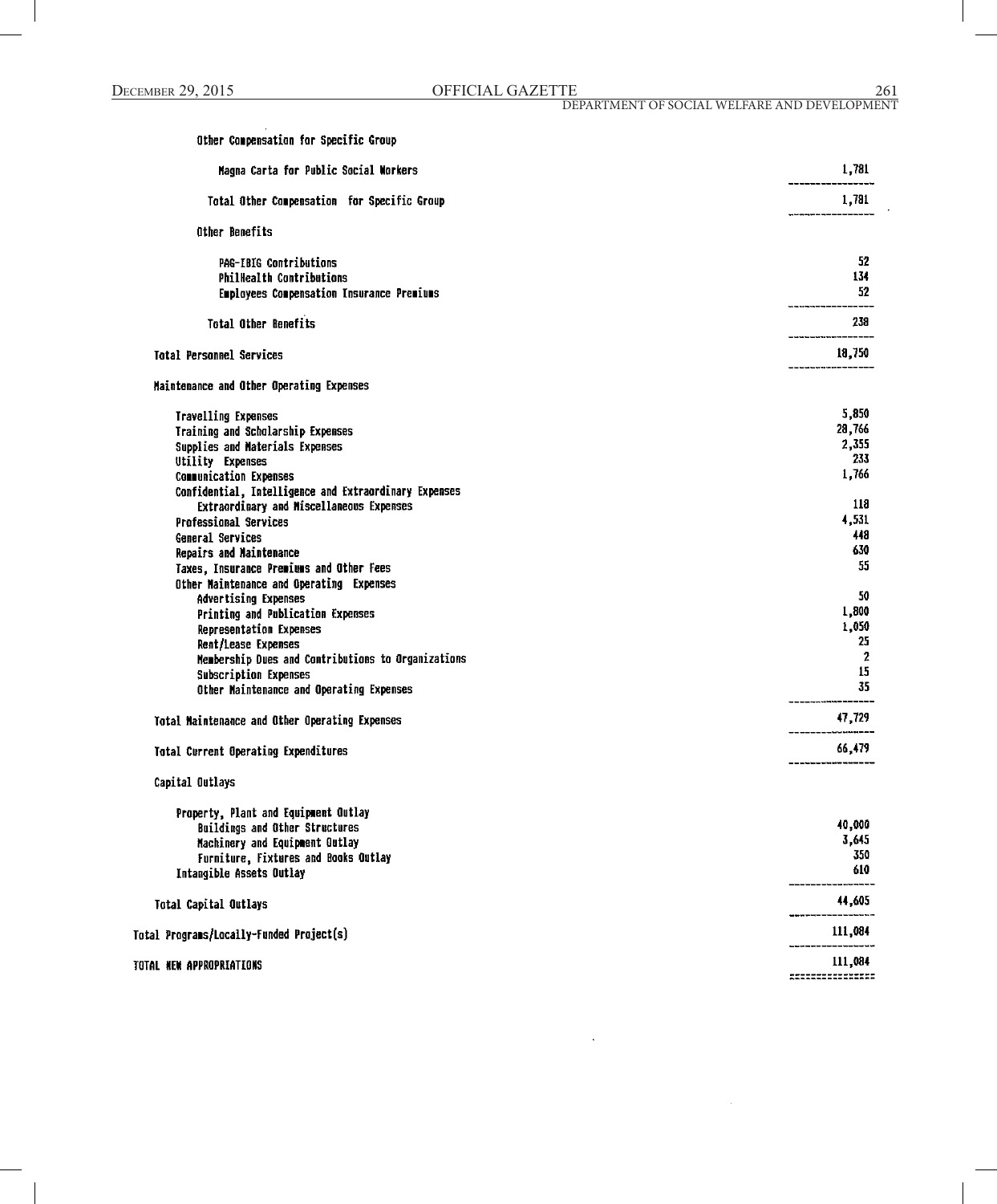| | |
|---|---:|
| Other Compensation for Specific Group | |
| Magna Carta for Public Social Workers | 1,781 |
| Total Other Compensation for Specific Group | 1,781 |
| Other Benefits | |
| PAG-IBIG Contributions | 52 |
| PhilHealth Contributions | 134 |
| Employees Compensation Insurance Premiums | 52 |
| Total Other Benefits | 238 |
| Total Personnel Services | 18,750 |
| Maintenance and Other Operating Expenses | |
| Travelling Expenses | 5,850 |
| Training and Scholarship Expenses | 28,766 |
| Supplies and Materials Expenses | 2,355 |
| Utility Expenses | 233 |
| Communication Expenses | 1,766 |
| Confidential, Intelligence and Extraordinary Expenses | |
| Extraordinary and Miscellaneous Expenses | 118 |
| Professional Services | 4,531 |
| General Services | 448 |
| Repairs and Maintenance | 630 |
| Taxes, Insurance Premiums and Other Fees | 55 |
| Other Maintenance and Operating Expenses | |
| Advertising Expenses | 50 |
| Printing and Publication Expenses | 1,800 |
| Representation Expenses | 1,050 |
| Rent/Lease Expenses | 25 |
| Membership Dues and Contributions to Organizations | 2 |
| Subscription Expenses | 15 |
| Other Maintenance and Operating Expenses | 35 |
| Total Maintenance and Other Operating Expenses | 47,729 |
| Total Current Operating Expenditures | 66,479 |
| Capital Outlays | |
| Property, Plant and Equipment Outlay | |
| Buildings and Other Structures | 40,000 |
| Machinery and Equipment Outlay | 3,645 |
| Furniture, Fixtures and Books Outlay | 350 |
| Intangible Assets Outlay | 610 |
| Total Capital Outlays | 44,605 |
| Total Programs/Locally-Funded Project(s) | 111,084 |
| TOTAL NEW APPROPRIATIONS | 111,084 |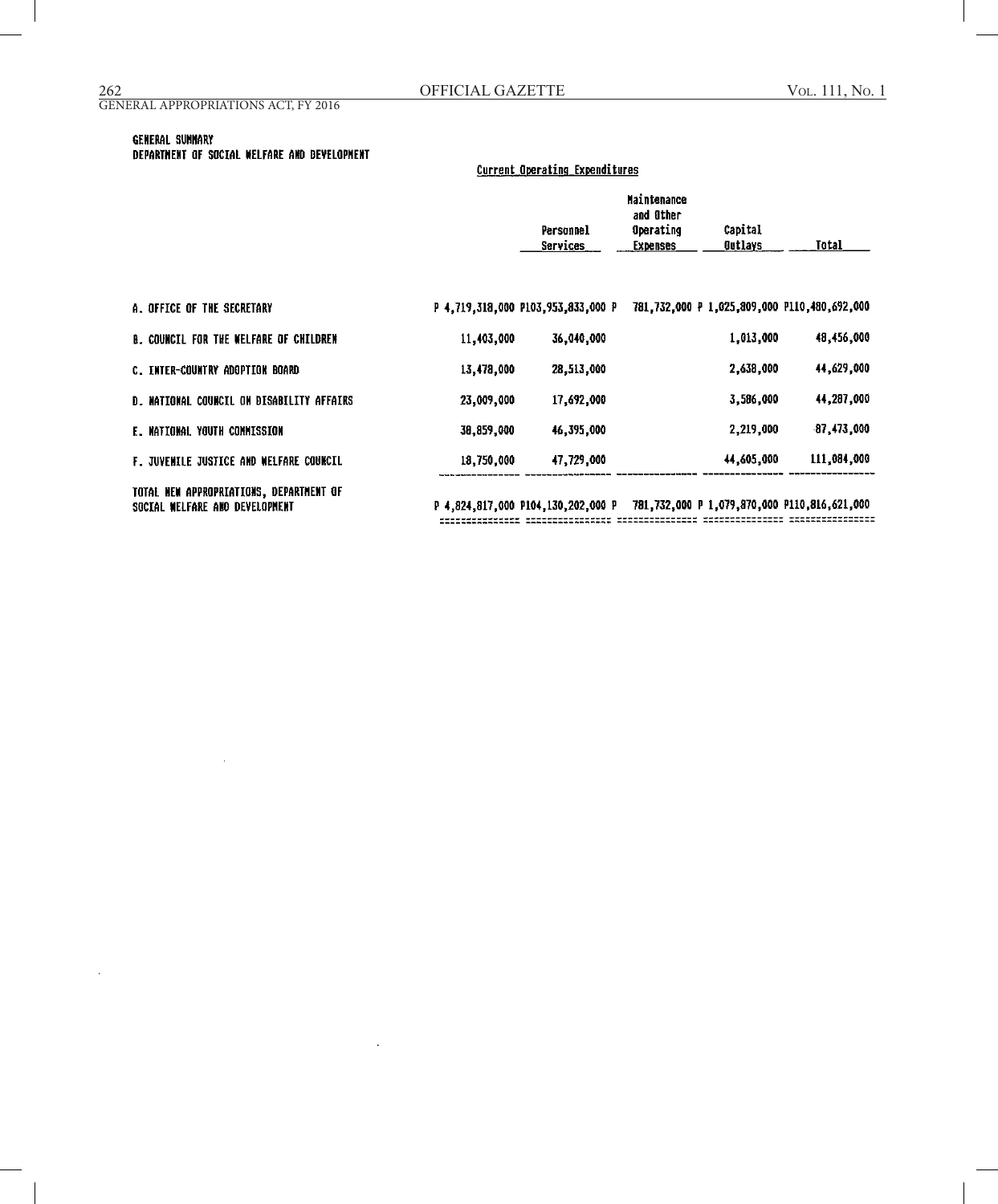GENERAL SUMMARY
DEPARTMENT OF SOCIAL WELFARE AND DEVELOPMENT

| | Current Operating Expenditures | | | |
|---|---|---|---|---|
| | Personnel Services | Maintenance and Other Operating Expenses | Capital Outlays | Total |
| A. OFFICE OF THE SECRETARY | P 4,719,318,000 | P103,953,833,000 | P 781,732,000 | P 1,025,809,000 P110,480,692,000 |
| B. COUNCIL FOR THE WELFARE OF CHILDREN | 11,403,000 | 36,040,000 | 1,013,000 | 48,456,000 |
| C. INTER-COUNTRY ADOPTION BOARD | 13,478,000 | 28,513,000 | 2,638,000 | 44,629,000 |
| D. NATIONAL COUNCIL ON DISABILITY AFFAIRS | 23,009,000 | 17,692,000 | 3,586,000 | 44,287,000 |
| E. NATIONAL YOUTH COMMISSION | 38,859,000 | 46,395,000 | 2,219,000 | 87,473,000 |
| F. JUVENILE JUSTICE AND WELFARE COUNCIL | 18,750,000 | 47,729,000 | 44,605,000 | 111,084,000 |
| TOTAL NEW APPROPRIATIONS, DEPARTMENT OF SOCIAL WELFARE AND DEVELOPMENT | P 4,824,817,000 | P104,130,202,000 | P 781,732,000 | P 1,079,870,000 P110,816,621,000 |